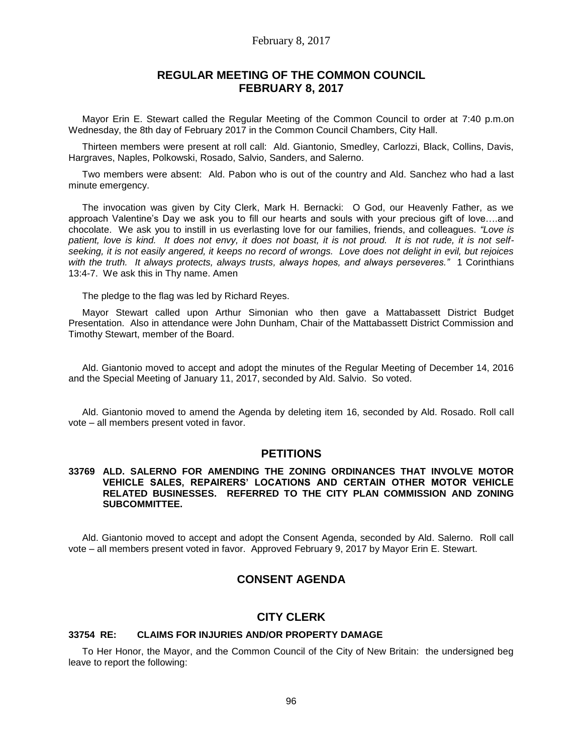# REGULAR MEETING OF THE COMMON COUNCIL FEBRUARY 8, 2017

Mayor Erin E. Stewart called the Regular Meeting of the Common Council to order at 7:40 p.m.on Wednesday, the 8th day of February 2017 in the Common Council Chambers, City Hall.

Thirteen members were present at roll call: Ald. Giantonio, Smedley, Carlozzi, Black, Collins, Davis, Hargraves, Naples, Polkowski, Rosado, Salvio, Sanders, and Salerno.

Two members were absent: Ald. Pabon who is out of the country and Ald. Sanchez who had a last minute emergency.

The invocation was given by City Clerk, Mark H. Bernacki: O God, our Heavenly Father, as we approach Valentine's Day we ask you to fill our hearts and souls with your precious gift of love….and chocolate. We ask you to instill in us everlasting love for our families, friends, and colleagues. *"Love is patient, love is kind. It does not envy, it does not boast, it is not proud. It is not rude, it is not self-seeking, it is not easily angered, it keeps no record of wrongs. Love does not delight in evil, but rejoices with the truth. It always protects, always trusts, always hopes, and always perseveres."* 1 Corinthians 13:4-7. We ask this in Thy name. Amen

The pledge to the flag was led by Richard Reyes.

Mayor Stewart called upon Arthur Simonian who then gave a Mattabassett District Budget Presentation. Also in attendance were John Dunham, Chair of the Mattabassett District Commission and Timothy Stewart, member of the Board.

Ald. Giantonio moved to accept and adopt the minutes of the Regular Meeting of December 14, 2016 and the Special Meeting of January 11, 2017, seconded by Ald. Salvio. So voted.

Ald. Giantonio moved to amend the Agenda by deleting item 16, seconded by Ald. Rosado. Roll call vote – all members present voted in favor.

## PETITIONS

**33769 ALD. SALERNO FOR AMENDING THE ZONING ORDINANCES THAT INVOLVE MOTOR VEHICLE SALES, REPAIRERS' LOCATIONS AND CERTAIN OTHER MOTOR VEHICLE RELATED BUSINESSES. REFERRED TO THE CITY PLAN COMMISSION AND ZONING SUBCOMMITTEE.**

Ald. Giantonio moved to accept and adopt the Consent Agenda, seconded by Ald. Salerno. Roll call vote – all members present voted in favor. Approved February 9, 2017 by Mayor Erin E. Stewart.

## CONSENT AGENDA

## CITY CLERK

**33754 RE: CLAIMS FOR INJURIES AND/OR PROPERTY DAMAGE**

To Her Honor, the Mayor, and the Common Council of the City of New Britain: the undersigned beg leave to report the following: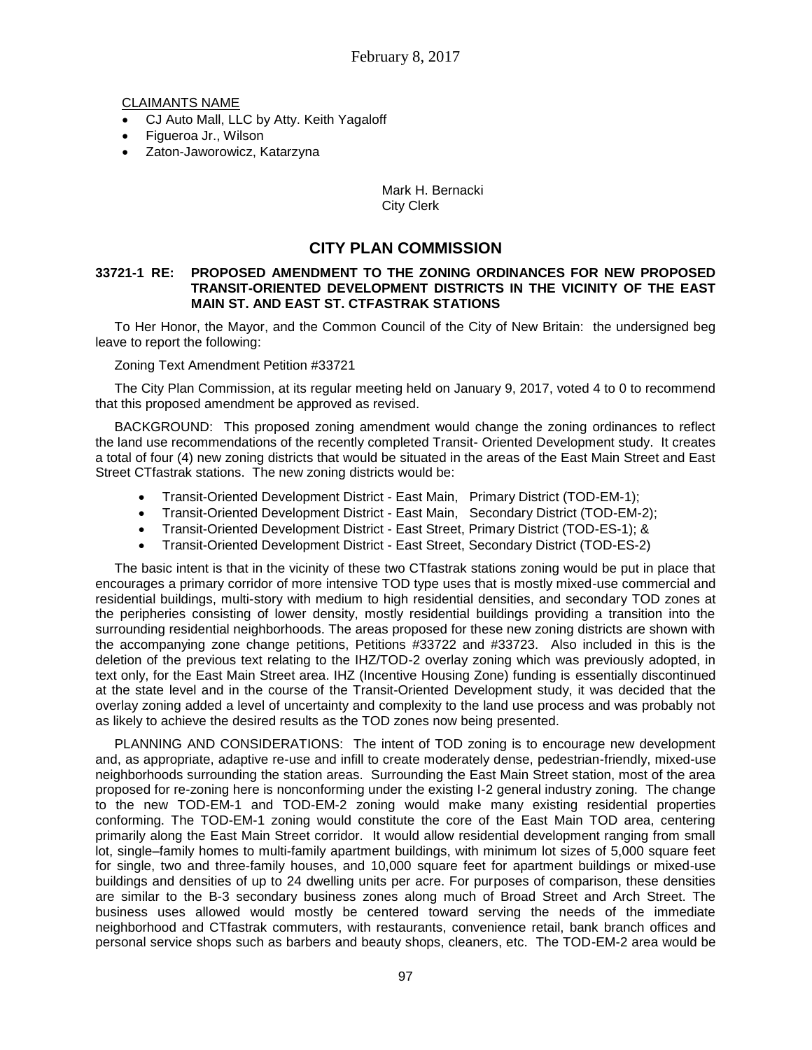CLAIMANTS NAME

- CJ Auto Mall, LLC by Atty. Keith Yagaloff
- Figueroa Jr., Wilson
- Zaton-Jaworowicz, Katarzyna

Mark H. Bernacki
City Clerk

## CITY PLAN COMMISSION

**33721-1 RE: PROPOSED AMENDMENT TO THE ZONING ORDINANCES FOR NEW PROPOSED TRANSIT-ORIENTED DEVELOPMENT DISTRICTS IN THE VICINITY OF THE EAST MAIN ST. AND EAST ST. CTFASTRAK STATIONS**

To Her Honor, the Mayor, and the Common Council of the City of New Britain: the undersigned beg leave to report the following:

Zoning Text Amendment Petition #33721

The City Plan Commission, at its regular meeting held on January 9, 2017, voted 4 to 0 to recommend that this proposed amendment be approved as revised.

BACKGROUND: This proposed zoning amendment would change the zoning ordinances to reflect the land use recommendations of the recently completed Transit- Oriented Development study. It creates a total of four (4) new zoning districts that would be situated in the areas of the East Main Street and East Street CTfastrak stations. The new zoning districts would be:

- Transit-Oriented Development District - East Main, Primary District (TOD-EM-1);
- Transit-Oriented Development District - East Main, Secondary District (TOD-EM-2);
- Transit-Oriented Development District - East Street, Primary District (TOD-ES-1); &
- Transit-Oriented Development District - East Street, Secondary District (TOD-ES-2)

The basic intent is that in the vicinity of these two CTfastrak stations zoning would be put in place that encourages a primary corridor of more intensive TOD type uses that is mostly mixed-use commercial and residential buildings, multi-story with medium to high residential densities, and secondary TOD zones at the peripheries consisting of lower density, mostly residential buildings providing a transition into the surrounding residential neighborhoods. The areas proposed for these new zoning districts are shown with the accompanying zone change petitions, Petitions #33722 and #33723. Also included in this is the deletion of the previous text relating to the IHZ/TOD-2 overlay zoning which was previously adopted, in text only, for the East Main Street area. IHZ (Incentive Housing Zone) funding is essentially discontinued at the state level and in the course of the Transit-Oriented Development study, it was decided that the overlay zoning added a level of uncertainty and complexity to the land use process and was probably not as likely to achieve the desired results as the TOD zones now being presented.

PLANNING AND CONSIDERATIONS: The intent of TOD zoning is to encourage new development and, as appropriate, adaptive re-use and infill to create moderately dense, pedestrian-friendly, mixed-use neighborhoods surrounding the station areas. Surrounding the East Main Street station, most of the area proposed for re-zoning here is nonconforming under the existing I-2 general industry zoning. The change to the new TOD-EM-1 and TOD-EM-2 zoning would make many existing residential properties conforming. The TOD-EM-1 zoning would constitute the core of the East Main TOD area, centering primarily along the East Main Street corridor. It would allow residential development ranging from small lot, single–family homes to multi-family apartment buildings, with minimum lot sizes of 5,000 square feet for single, two and three-family houses, and 10,000 square feet for apartment buildings or mixed-use buildings and densities of up to 24 dwelling units per acre. For purposes of comparison, these densities are similar to the B-3 secondary business zones along much of Broad Street and Arch Street. The business uses allowed would mostly be centered toward serving the needs of the immediate neighborhood and CTfastrak commuters, with restaurants, convenience retail, bank branch offices and personal service shops such as barbers and beauty shops, cleaners, etc. The TOD-EM-2 area would be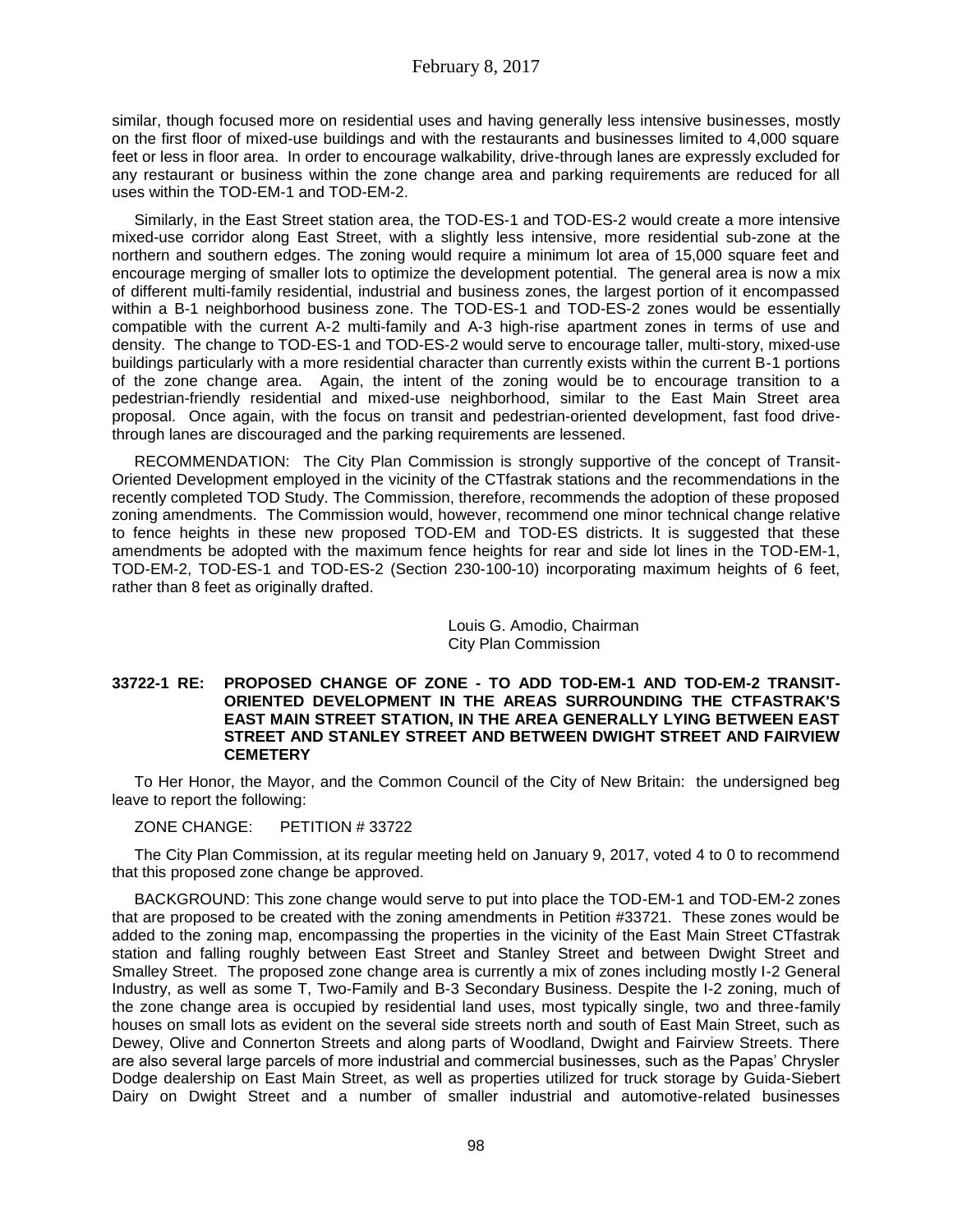similar, though focused more on residential uses and having generally less intensive businesses, mostly on the first floor of mixed-use buildings and with the restaurants and businesses limited to 4,000 square feet or less in floor area. In order to encourage walkability, drive-through lanes are expressly excluded for any restaurant or business within the zone change area and parking requirements are reduced for all uses within the TOD-EM-1 and TOD-EM-2.

Similarly, in the East Street station area, the TOD-ES-1 and TOD-ES-2 would create a more intensive mixed-use corridor along East Street, with a slightly less intensive, more residential sub-zone at the northern and southern edges. The zoning would require a minimum lot area of 15,000 square feet and encourage merging of smaller lots to optimize the development potential. The general area is now a mix of different multi-family residential, industrial and business zones, the largest portion of it encompassed within a B-1 neighborhood business zone. The TOD-ES-1 and TOD-ES-2 zones would be essentially compatible with the current A-2 multi-family and A-3 high-rise apartment zones in terms of use and density. The change to TOD-ES-1 and TOD-ES-2 would serve to encourage taller, multi-story, mixed-use buildings particularly with a more residential character than currently exists within the current B-1 portions of the zone change area. Again, the intent of the zoning would be to encourage transition to a pedestrian-friendly residential and mixed-use neighborhood, similar to the East Main Street area proposal. Once again, with the focus on transit and pedestrian-oriented development, fast food drive-through lanes are discouraged and the parking requirements are lessened.

RECOMMENDATION: The City Plan Commission is strongly supportive of the concept of Transit-Oriented Development employed in the vicinity of the CTfastrak stations and the recommendations in the recently completed TOD Study. The Commission, therefore, recommends the adoption of these proposed zoning amendments. The Commission would, however, recommend one minor technical change relative to fence heights in these new proposed TOD-EM and TOD-ES districts. It is suggested that these amendments be adopted with the maximum fence heights for rear and side lot lines in the TOD-EM-1, TOD-EM-2, TOD-ES-1 and TOD-ES-2 (Section 230-100-10) incorporating maximum heights of 6 feet, rather than 8 feet as originally drafted.

Louis G. Amodio, Chairman
City Plan Commission

**33722-1 RE: PROPOSED CHANGE OF ZONE - TO ADD TOD-EM-1 AND TOD-EM-2 TRANSIT-ORIENTED DEVELOPMENT IN THE AREAS SURROUNDING THE CTFASTRAK'S EAST MAIN STREET STATION, IN THE AREA GENERALLY LYING BETWEEN EAST STREET AND STANLEY STREET AND BETWEEN DWIGHT STREET AND FAIRVIEW CEMETERY**

To Her Honor, the Mayor, and the Common Council of the City of New Britain: the undersigned beg leave to report the following:

ZONE CHANGE: PETITION # 33722

The City Plan Commission, at its regular meeting held on January 9, 2017, voted 4 to 0 to recommend that this proposed zone change be approved.

BACKGROUND: This zone change would serve to put into place the TOD-EM-1 and TOD-EM-2 zones that are proposed to be created with the zoning amendments in Petition #33721. These zones would be added to the zoning map, encompassing the properties in the vicinity of the East Main Street CTfastrak station and falling roughly between East Street and Stanley Street and between Dwight Street and Smalley Street. The proposed zone change area is currently a mix of zones including mostly I-2 General Industry, as well as some T, Two-Family and B-3 Secondary Business. Despite the I-2 zoning, much of the zone change area is occupied by residential land uses, most typically single, two and three-family houses on small lots as evident on the several side streets north and south of East Main Street, such as Dewey, Olive and Connerton Streets and along parts of Woodland, Dwight and Fairview Streets. There are also several large parcels of more industrial and commercial businesses, such as the Papas' Chrysler Dodge dealership on East Main Street, as well as properties utilized for truck storage by Guida-Siebert Dairy on Dwight Street and a number of smaller industrial and automotive-related businesses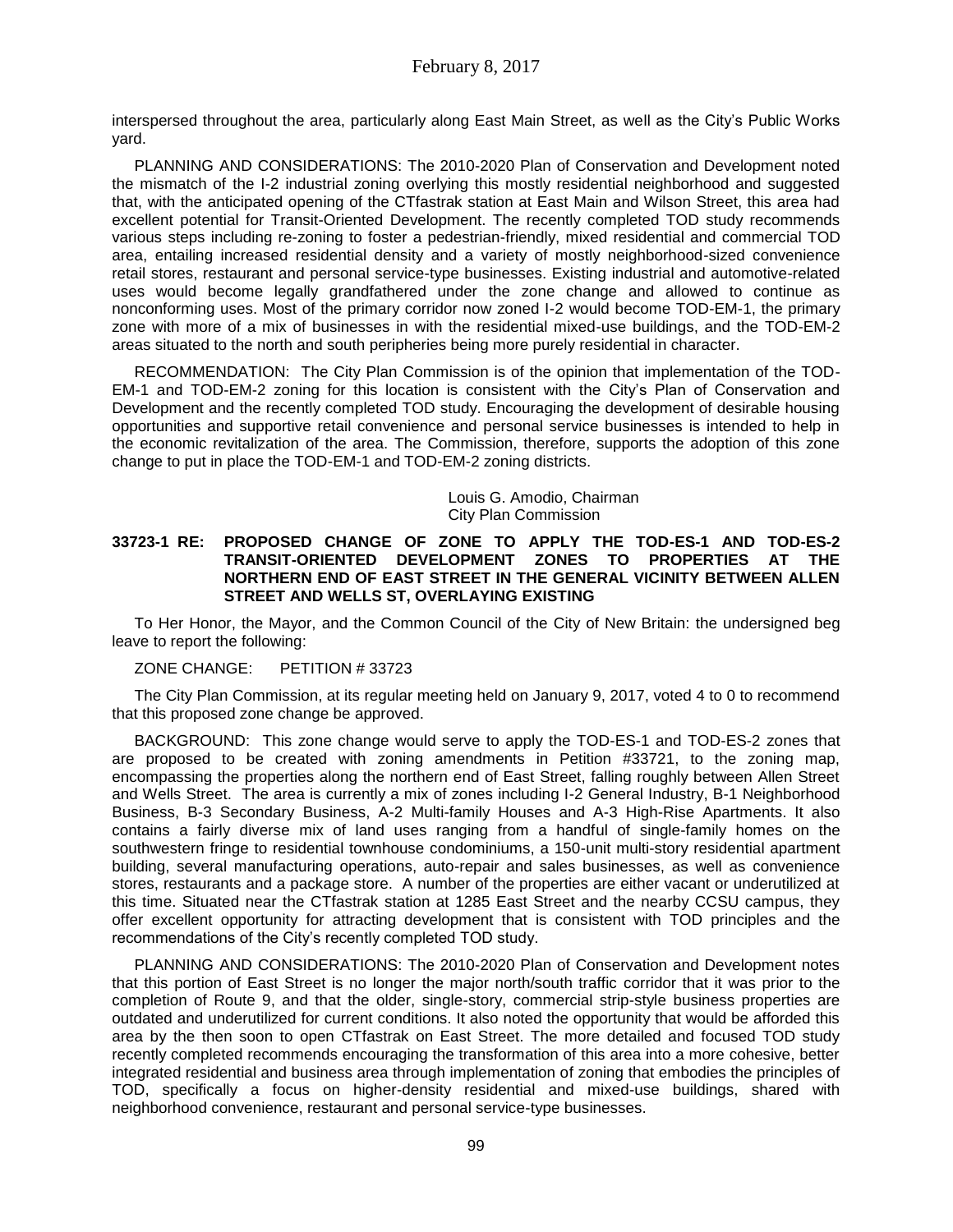interspersed throughout the area, particularly along East Main Street, as well as the City's Public Works yard.

PLANNING AND CONSIDERATIONS: The 2010-2020 Plan of Conservation and Development noted the mismatch of the I-2 industrial zoning overlying this mostly residential neighborhood and suggested that, with the anticipated opening of the CTfastrak station at East Main and Wilson Street, this area had excellent potential for Transit-Oriented Development. The recently completed TOD study recommends various steps including re-zoning to foster a pedestrian-friendly, mixed residential and commercial TOD area, entailing increased residential density and a variety of mostly neighborhood-sized convenience retail stores, restaurant and personal service-type businesses. Existing industrial and automotive-related uses would become legally grandfathered under the zone change and allowed to continue as nonconforming uses. Most of the primary corridor now zoned I-2 would become TOD-EM-1, the primary zone with more of a mix of businesses in with the residential mixed-use buildings, and the TOD-EM-2 areas situated to the north and south peripheries being more purely residential in character.

RECOMMENDATION: The City Plan Commission is of the opinion that implementation of the TOD-EM-1 and TOD-EM-2 zoning for this location is consistent with the City's Plan of Conservation and Development and the recently completed TOD study. Encouraging the development of desirable housing opportunities and supportive retail convenience and personal service businesses is intended to help in the economic revitalization of the area. The Commission, therefore, supports the adoption of this zone change to put in place the TOD-EM-1 and TOD-EM-2 zoning districts.

Louis G. Amodio, Chairman
City Plan Commission

**33723-1 RE: PROPOSED CHANGE OF ZONE TO APPLY THE TOD-ES-1 AND TOD-ES-2 TRANSIT-ORIENTED DEVELOPMENT ZONES TO PROPERTIES AT THE NORTHERN END OF EAST STREET IN THE GENERAL VICINITY BETWEEN ALLEN STREET AND WELLS ST, OVERLAYING EXISTING**

To Her Honor, the Mayor, and the Common Council of the City of New Britain: the undersigned beg leave to report the following:

ZONE CHANGE: PETITION # 33723

The City Plan Commission, at its regular meeting held on January 9, 2017, voted 4 to 0 to recommend that this proposed zone change be approved.

BACKGROUND: This zone change would serve to apply the TOD-ES-1 and TOD-ES-2 zones that are proposed to be created with zoning amendments in Petition #33721, to the zoning map, encompassing the properties along the northern end of East Street, falling roughly between Allen Street and Wells Street. The area is currently a mix of zones including I-2 General Industry, B-1 Neighborhood Business, B-3 Secondary Business, A-2 Multi-family Houses and A-3 High-Rise Apartments. It also contains a fairly diverse mix of land uses ranging from a handful of single-family homes on the southwestern fringe to residential townhouse condominiums, a 150-unit multi-story residential apartment building, several manufacturing operations, auto-repair and sales businesses, as well as convenience stores, restaurants and a package store. A number of the properties are either vacant or underutilized at this time. Situated near the CTfastrak station at 1285 East Street and the nearby CCSU campus, they offer excellent opportunity for attracting development that is consistent with TOD principles and the recommendations of the City's recently completed TOD study.

PLANNING AND CONSIDERATIONS: The 2010-2020 Plan of Conservation and Development notes that this portion of East Street is no longer the major north/south traffic corridor that it was prior to the completion of Route 9, and that the older, single-story, commercial strip-style business properties are outdated and underutilized for current conditions. It also noted the opportunity that would be afforded this area by the then soon to open CTfastrak on East Street. The more detailed and focused TOD study recently completed recommends encouraging the transformation of this area into a more cohesive, better integrated residential and business area through implementation of zoning that embodies the principles of TOD, specifically a focus on higher-density residential and mixed-use buildings, shared with neighborhood convenience, restaurant and personal service-type businesses.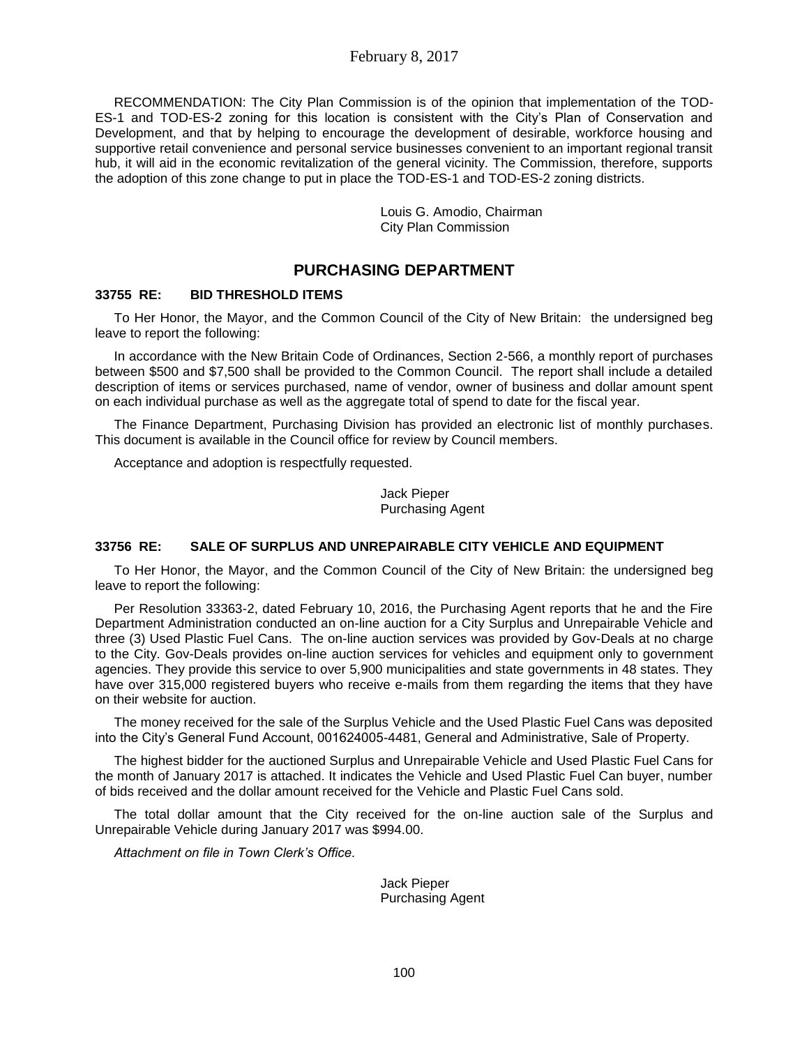RECOMMENDATION: The City Plan Commission is of the opinion that implementation of the TOD-ES-1 and TOD-ES-2 zoning for this location is consistent with the City's Plan of Conservation and Development, and that by helping to encourage the development of desirable, workforce housing and supportive retail convenience and personal service businesses convenient to an important regional transit hub, it will aid in the economic revitalization of the general vicinity. The Commission, therefore, supports the adoption of this zone change to put in place the TOD-ES-1 and TOD-ES-2 zoning districts.

Louis G. Amodio, Chairman
City Plan Commission

## PURCHASING DEPARTMENT

### 33755 RE: BID THRESHOLD ITEMS

To Her Honor, the Mayor, and the Common Council of the City of New Britain: the undersigned beg leave to report the following:

In accordance with the New Britain Code of Ordinances, Section 2-566, a monthly report of purchases between \$500 and \$7,500 shall be provided to the Common Council. The report shall include a detailed description of items or services purchased, name of vendor, owner of business and dollar amount spent on each individual purchase as well as the aggregate total of spend to date for the fiscal year.

The Finance Department, Purchasing Division has provided an electronic list of monthly purchases. This document is available in the Council office for review by Council members.

Acceptance and adoption is respectfully requested.

Jack Pieper
Purchasing Agent

### 33756 RE: SALE OF SURPLUS AND UNREPAIRABLE CITY VEHICLE AND EQUIPMENT

To Her Honor, the Mayor, and the Common Council of the City of New Britain: the undersigned beg leave to report the following:

Per Resolution 33363-2, dated February 10, 2016, the Purchasing Agent reports that he and the Fire Department Administration conducted an on-line auction for a City Surplus and Unrepairable Vehicle and three (3) Used Plastic Fuel Cans. The on-line auction services was provided by Gov-Deals at no charge to the City. Gov-Deals provides on-line auction services for vehicles and equipment only to government agencies. They provide this service to over 5,900 municipalities and state governments in 48 states. They have over 315,000 registered buyers who receive e-mails from them regarding the items that they have on their website for auction.

The money received for the sale of the Surplus Vehicle and the Used Plastic Fuel Cans was deposited into the City's General Fund Account, 001624005-4481, General and Administrative, Sale of Property.

The highest bidder for the auctioned Surplus and Unrepairable Vehicle and Used Plastic Fuel Cans for the month of January 2017 is attached. It indicates the Vehicle and Used Plastic Fuel Can buyer, number of bids received and the dollar amount received for the Vehicle and Plastic Fuel Cans sold.

The total dollar amount that the City received for the on-line auction sale of the Surplus and Unrepairable Vehicle during January 2017 was \$994.00.

*Attachment on file in Town Clerk's Office.*

Jack Pieper
Purchasing Agent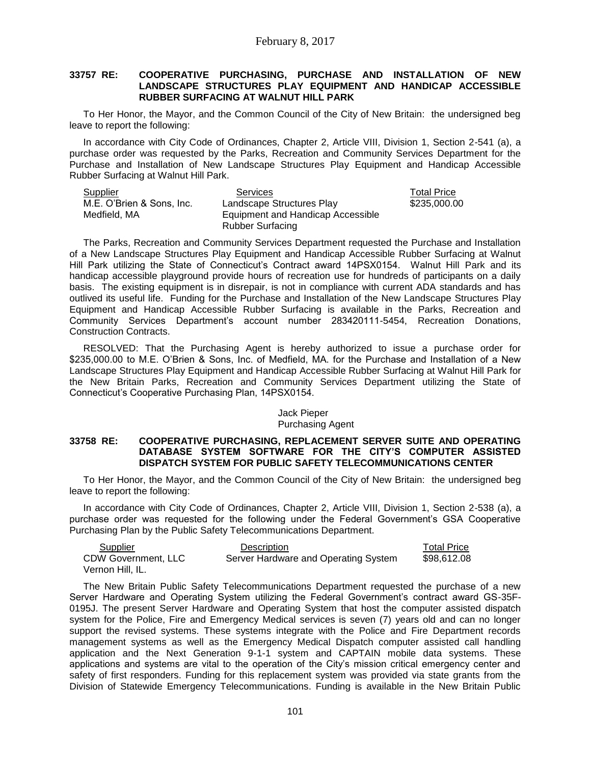February 8, 2017

### 33757 RE: COOPERATIVE PURCHASING, PURCHASE AND INSTALLATION OF NEW LANDSCAPE STRUCTURES PLAY EQUIPMENT AND HANDICAP ACCESSIBLE RUBBER SURFACING AT WALNUT HILL PARK

To Her Honor, the Mayor, and the Common Council of the City of New Britain: the undersigned beg leave to report the following:

In accordance with City Code of Ordinances, Chapter 2, Article VIII, Division 1, Section 2-541 (a), a purchase order was requested by the Parks, Recreation and Community Services Department for the Purchase and Installation of New Landscape Structures Play Equipment and Handicap Accessible Rubber Surfacing at Walnut Hill Park.

| Supplier | Services | Total Price |
|---|---|---|
| M.E. O'Brien & Sons, Inc. Medfield, MA | Landscape Structures Play Equipment and Handicap Accessible Rubber Surfacing | \$235,000.00 |

The Parks, Recreation and Community Services Department requested the Purchase and Installation of a New Landscape Structures Play Equipment and Handicap Accessible Rubber Surfacing at Walnut Hill Park utilizing the State of Connecticut's Contract award 14PSX0154. Walnut Hill Park and its handicap accessible playground provide hours of recreation use for hundreds of participants on a daily basis. The existing equipment is in disrepair, is not in compliance with current ADA standards and has outlived its useful life. Funding for the Purchase and Installation of the New Landscape Structures Play Equipment and Handicap Accessible Rubber Surfacing is available in the Parks, Recreation and Community Services Department's account number 283420111-5454, Recreation Donations, Construction Contracts.

RESOLVED: That the Purchasing Agent is hereby authorized to issue a purchase order for \$235,000.00 to M.E. O'Brien & Sons, Inc. of Medfield, MA. for the Purchase and Installation of a New Landscape Structures Play Equipment and Handicap Accessible Rubber Surfacing at Walnut Hill Park for the New Britain Parks, Recreation and Community Services Department utilizing the State of Connecticut's Cooperative Purchasing Plan, 14PSX0154.

Jack Pieper
Purchasing Agent

### 33758 RE: COOPERATIVE PURCHASING, REPLACEMENT SERVER SUITE AND OPERATING DATABASE SYSTEM SOFTWARE FOR THE CITY'S COMPUTER ASSISTED DISPATCH SYSTEM FOR PUBLIC SAFETY TELECOMMUNICATIONS CENTER

To Her Honor, the Mayor, and the Common Council of the City of New Britain: the undersigned beg leave to report the following:

In accordance with City Code of Ordinances, Chapter 2, Article VIII, Division 1, Section 2-538 (a), a purchase order was requested for the following under the Federal Government's GSA Cooperative Purchasing Plan by the Public Safety Telecommunications Department.

| Supplier | Description | Total Price |
|---|---|---|
| CDW Government, LLC Vernon Hill, IL. | Server Hardware and Operating System | \$98,612.08 |

The New Britain Public Safety Telecommunications Department requested the purchase of a new Server Hardware and Operating System utilizing the Federal Government's contract award GS-35F-0195J. The present Server Hardware and Operating System that host the computer assisted dispatch system for the Police, Fire and Emergency Medical services is seven (7) years old and can no longer support the revised systems. These systems integrate with the Police and Fire Department records management systems as well as the Emergency Medical Dispatch computer assisted call handling application and the Next Generation 9-1-1 system and CAPTAIN mobile data systems. These applications and systems are vital to the operation of the City's mission critical emergency center and safety of first responders. Funding for this replacement system was provided via state grants from the Division of Statewide Emergency Telecommunications. Funding is available in the New Britain Public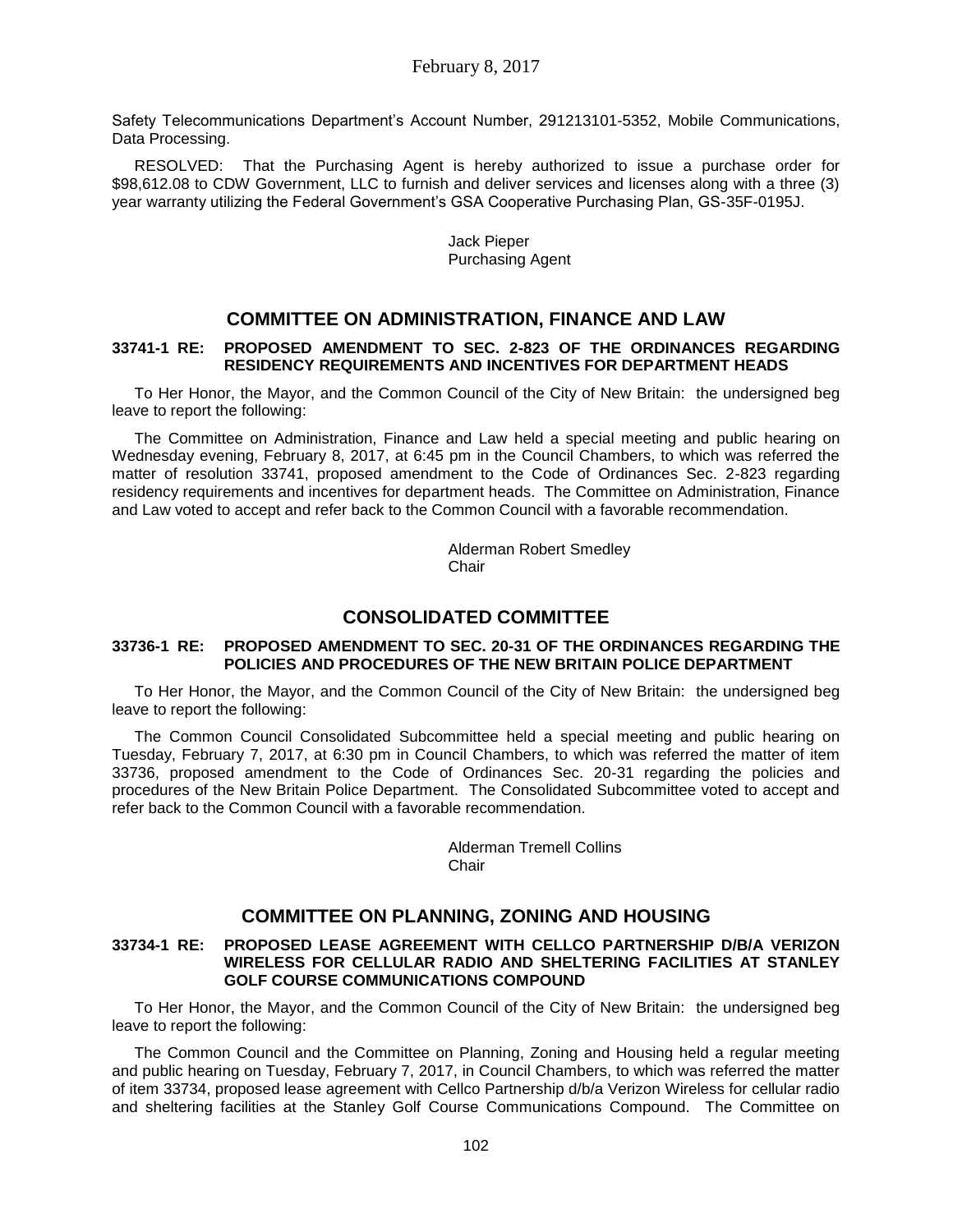Safety Telecommunications Department's Account Number, 291213101-5352, Mobile Communications, Data Processing.

RESOLVED: That the Purchasing Agent is hereby authorized to issue a purchase order for $98,612.08 to CDW Government, LLC to furnish and deliver services and licenses along with a three (3) year warranty utilizing the Federal Government's GSA Cooperative Purchasing Plan, GS-35F-0195J.

Jack Pieper
Purchasing Agent

## COMMITTEE ON ADMINISTRATION, FINANCE AND LAW

**33741-1 RE: PROPOSED AMENDMENT TO SEC. 2-823 OF THE ORDINANCES REGARDING RESIDENCY REQUIREMENTS AND INCENTIVES FOR DEPARTMENT HEADS**

To Her Honor, the Mayor, and the Common Council of the City of New Britain: the undersigned beg leave to report the following:

The Committee on Administration, Finance and Law held a special meeting and public hearing on Wednesday evening, February 8, 2017, at 6:45 pm in the Council Chambers, to which was referred the matter of resolution 33741, proposed amendment to the Code of Ordinances Sec. 2-823 regarding residency requirements and incentives for department heads. The Committee on Administration, Finance and Law voted to accept and refer back to the Common Council with a favorable recommendation.

Alderman Robert Smedley
Chair

## CONSOLIDATED COMMITTEE

**33736-1 RE: PROPOSED AMENDMENT TO SEC. 20-31 OF THE ORDINANCES REGARDING THE POLICIES AND PROCEDURES OF THE NEW BRITAIN POLICE DEPARTMENT**

To Her Honor, the Mayor, and the Common Council of the City of New Britain: the undersigned beg leave to report the following:

The Common Council Consolidated Subcommittee held a special meeting and public hearing on Tuesday, February 7, 2017, at 6:30 pm in Council Chambers, to which was referred the matter of item 33736, proposed amendment to the Code of Ordinances Sec. 20-31 regarding the policies and procedures of the New Britain Police Department. The Consolidated Subcommittee voted to accept and refer back to the Common Council with a favorable recommendation.

Alderman Tremell Collins
Chair

## COMMITTEE ON PLANNING, ZONING AND HOUSING

**33734-1 RE: PROPOSED LEASE AGREEMENT WITH CELLCO PARTNERSHIP D/B/A VERIZON WIRELESS FOR CELLULAR RADIO AND SHELTERING FACILITIES AT STANLEY GOLF COURSE COMMUNICATIONS COMPOUND**

To Her Honor, the Mayor, and the Common Council of the City of New Britain: the undersigned beg leave to report the following:

The Common Council and the Committee on Planning, Zoning and Housing held a regular meeting and public hearing on Tuesday, February 7, 2017, in Council Chambers, to which was referred the matter of item 33734, proposed lease agreement with Cellco Partnership d/b/a Verizon Wireless for cellular radio and sheltering facilities at the Stanley Golf Course Communications Compound. The Committee on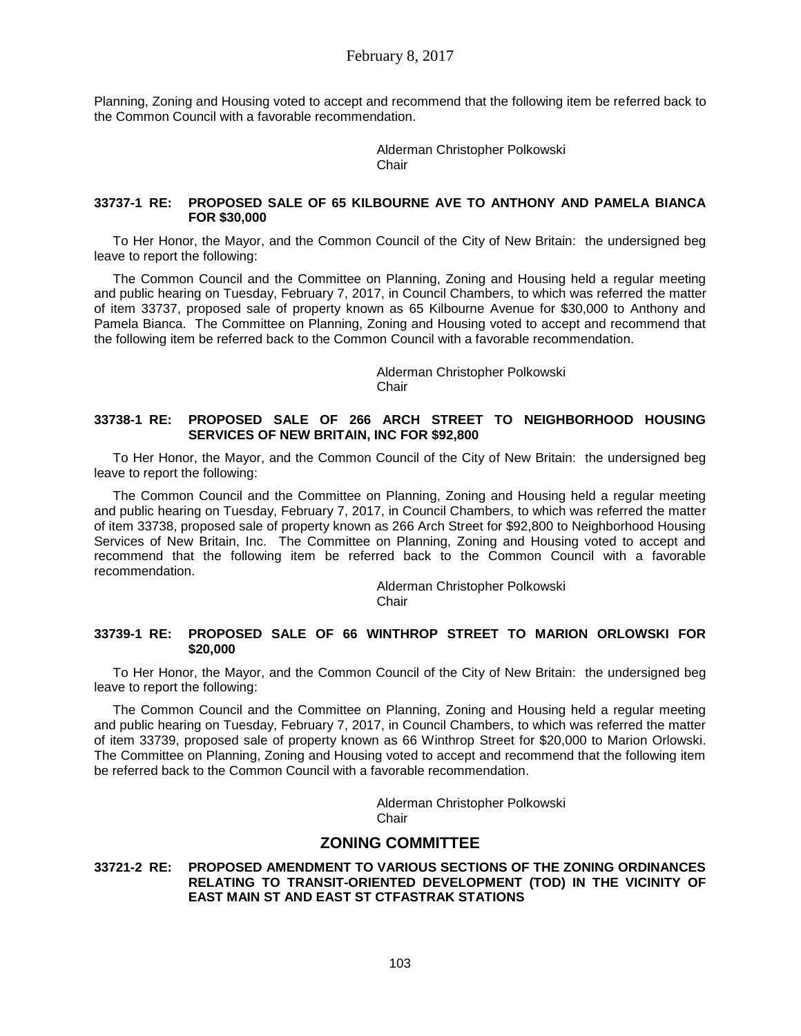Planning, Zoning and Housing voted to accept and recommend that the following item be referred back to the Common Council with a favorable recommendation.

Alderman Christopher Polkowski
Chair

**33737-1 RE: PROPOSED SALE OF 65 KILBOURNE AVE TO ANTHONY AND PAMELA BIANCA FOR $30,000**

To Her Honor, the Mayor, and the Common Council of the City of New Britain: the undersigned beg leave to report the following:

The Common Council and the Committee on Planning, Zoning and Housing held a regular meeting and public hearing on Tuesday, February 7, 2017, in Council Chambers, to which was referred the matter of item 33737, proposed sale of property known as 65 Kilbourne Avenue for $30,000 to Anthony and Pamela Bianca. The Committee on Planning, Zoning and Housing voted to accept and recommend that the following item be referred back to the Common Council with a favorable recommendation.

Alderman Christopher Polkowski
Chair

**33738-1 RE: PROPOSED SALE OF 266 ARCH STREET TO NEIGHBORHOOD HOUSING SERVICES OF NEW BRITAIN, INC FOR $92,800**

To Her Honor, the Mayor, and the Common Council of the City of New Britain: the undersigned beg leave to report the following:

The Common Council and the Committee on Planning, Zoning and Housing held a regular meeting and public hearing on Tuesday, February 7, 2017, in Council Chambers, to which was referred the matter of item 33738, proposed sale of property known as 266 Arch Street for $92,800 to Neighborhood Housing Services of New Britain, Inc. The Committee on Planning, Zoning and Housing voted to accept and recommend that the following item be referred back to the Common Council with a favorable recommendation.

Alderman Christopher Polkowski
Chair

**33739-1 RE: PROPOSED SALE OF 66 WINTHROP STREET TO MARION ORLOWSKI FOR $20,000**

To Her Honor, the Mayor, and the Common Council of the City of New Britain: the undersigned beg leave to report the following:

The Common Council and the Committee on Planning, Zoning and Housing held a regular meeting and public hearing on Tuesday, February 7, 2017, in Council Chambers, to which was referred the matter of item 33739, proposed sale of property known as 66 Winthrop Street for $20,000 to Marion Orlowski. The Committee on Planning, Zoning and Housing voted to accept and recommend that the following item be referred back to the Common Council with a favorable recommendation.

Alderman Christopher Polkowski
Chair

## ZONING COMMITTEE

**33721-2 RE: PROPOSED AMENDMENT TO VARIOUS SECTIONS OF THE ZONING ORDINANCES RELATING TO TRANSIT-ORIENTED DEVELOPMENT (TOD) IN THE VICINITY OF EAST MAIN ST AND EAST ST CTFASTRAK STATIONS**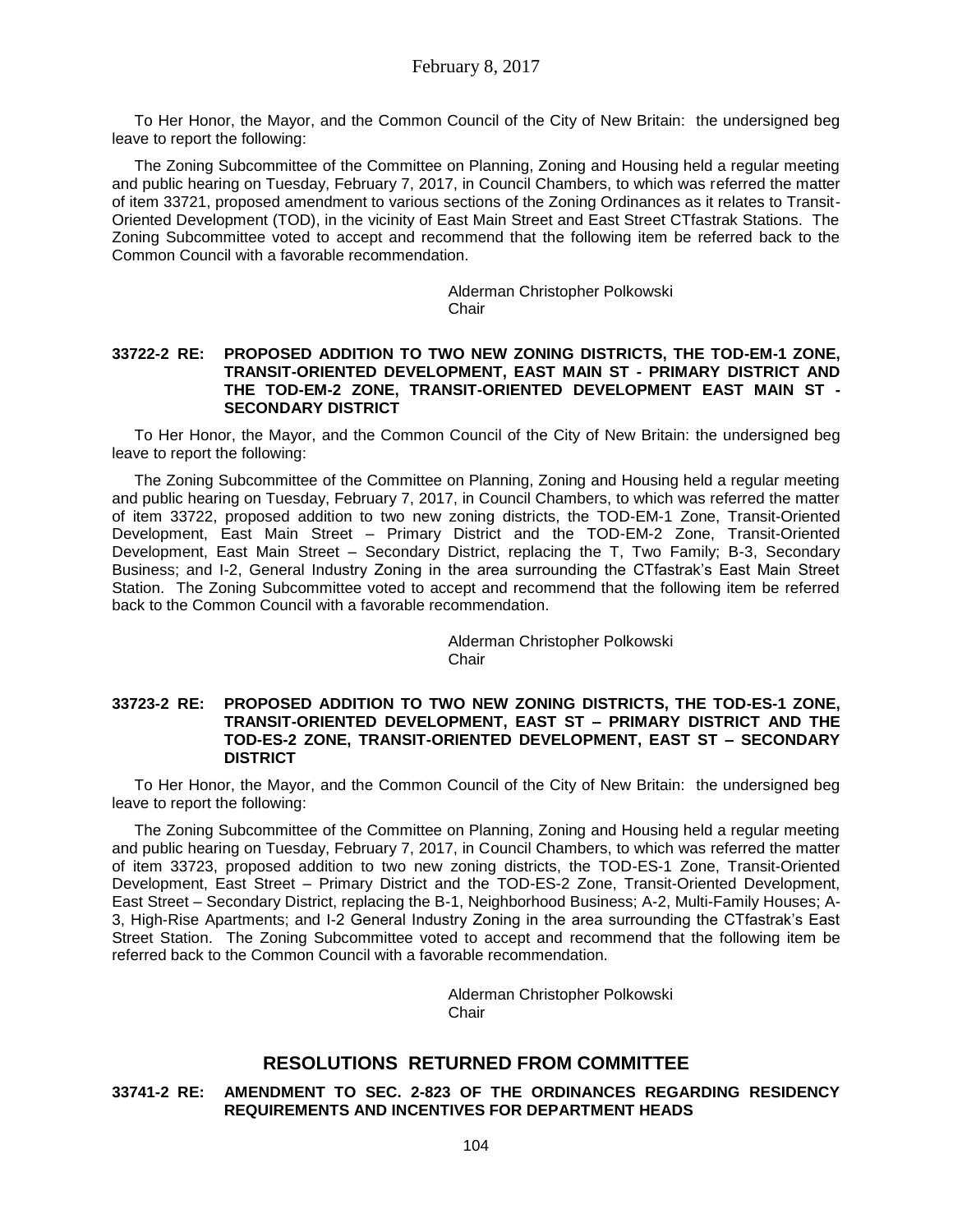To Her Honor, the Mayor, and the Common Council of the City of New Britain: the undersigned beg leave to report the following:

The Zoning Subcommittee of the Committee on Planning, Zoning and Housing held a regular meeting and public hearing on Tuesday, February 7, 2017, in Council Chambers, to which was referred the matter of item 33721, proposed amendment to various sections of the Zoning Ordinances as it relates to Transit-Oriented Development (TOD), in the vicinity of East Main Street and East Street CTfastrak Stations. The Zoning Subcommittee voted to accept and recommend that the following item be referred back to the Common Council with a favorable recommendation.

Alderman Christopher Polkowski
Chair

**33722-2 RE: PROPOSED ADDITION TO TWO NEW ZONING DISTRICTS, THE TOD-EM-1 ZONE, TRANSIT-ORIENTED DEVELOPMENT, EAST MAIN ST - PRIMARY DISTRICT AND THE TOD-EM-2 ZONE, TRANSIT-ORIENTED DEVELOPMENT EAST MAIN ST - SECONDARY DISTRICT**

To Her Honor, the Mayor, and the Common Council of the City of New Britain: the undersigned beg leave to report the following:

The Zoning Subcommittee of the Committee on Planning, Zoning and Housing held a regular meeting and public hearing on Tuesday, February 7, 2017, in Council Chambers, to which was referred the matter of item 33722, proposed addition to two new zoning districts, the TOD-EM-1 Zone, Transit-Oriented Development, East Main Street – Primary District and the TOD-EM-2 Zone, Transit-Oriented Development, East Main Street – Secondary District, replacing the T, Two Family; B-3, Secondary Business; and I-2, General Industry Zoning in the area surrounding the CTfastrak's East Main Street Station. The Zoning Subcommittee voted to accept and recommend that the following item be referred back to the Common Council with a favorable recommendation.

Alderman Christopher Polkowski
Chair

**33723-2 RE: PROPOSED ADDITION TO TWO NEW ZONING DISTRICTS, THE TOD-ES-1 ZONE, TRANSIT-ORIENTED DEVELOPMENT, EAST ST – PRIMARY DISTRICT AND THE TOD-ES-2 ZONE, TRANSIT-ORIENTED DEVELOPMENT, EAST ST – SECONDARY DISTRICT**

To Her Honor, the Mayor, and the Common Council of the City of New Britain: the undersigned beg leave to report the following:

The Zoning Subcommittee of the Committee on Planning, Zoning and Housing held a regular meeting and public hearing on Tuesday, February 7, 2017, in Council Chambers, to which was referred the matter of item 33723, proposed addition to two new zoning districts, the TOD-ES-1 Zone, Transit-Oriented Development, East Street – Primary District and the TOD-ES-2 Zone, Transit-Oriented Development, East Street – Secondary District, replacing the B-1, Neighborhood Business; A-2, Multi-Family Houses; A-3, High-Rise Apartments; and I-2 General Industry Zoning in the area surrounding the CTfastrak's East Street Station. The Zoning Subcommittee voted to accept and recommend that the following item be referred back to the Common Council with a favorable recommendation.

Alderman Christopher Polkowski
Chair

## RESOLUTIONS RETURNED FROM COMMITTEE

**33741-2 RE: AMENDMENT TO SEC. 2-823 OF THE ORDINANCES REGARDING RESIDENCY REQUIREMENTS AND INCENTIVES FOR DEPARTMENT HEADS**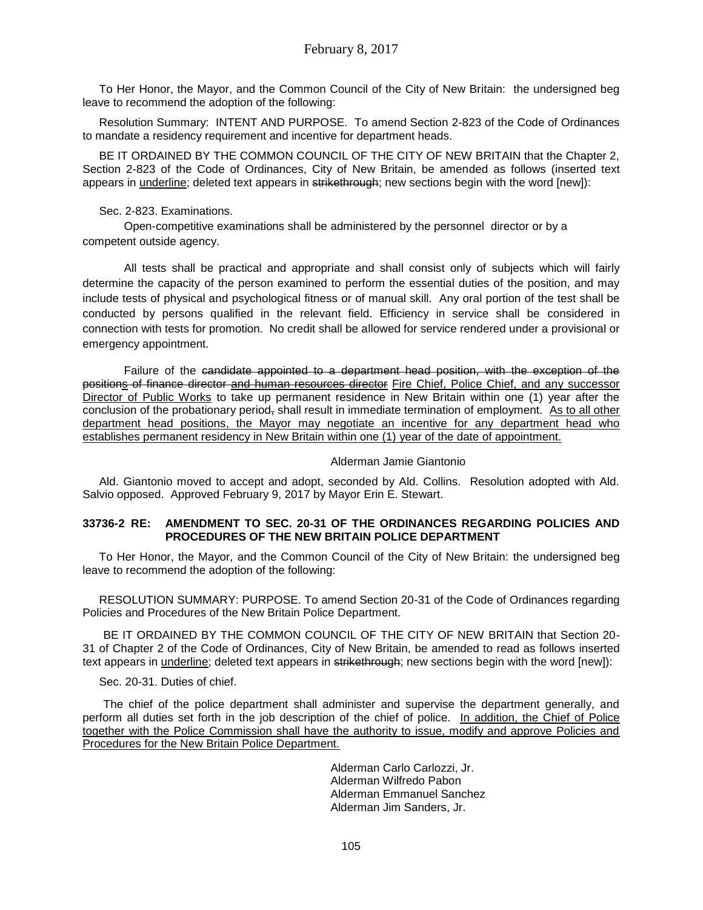To Her Honor, the Mayor, and the Common Council of the City of New Britain: the undersigned beg leave to recommend the adoption of the following:

Resolution Summary: INTENT AND PURPOSE. To amend Section 2-823 of the Code of Ordinances to mandate a residency requirement and incentive for department heads.

BE IT ORDAINED BY THE COMMON COUNCIL OF THE CITY OF NEW BRITAIN that the Chapter 2, Section 2-823 of the Code of Ordinances, City of New Britain, be amended as follows (inserted text appears in <u>underline</u>; deleted text appears in ~~strikethrough~~; new sections begin with the word [new]):

Sec. 2-823. Examinations.

Open-competitive examinations shall be administered by the personnel director or by a competent outside agency.

All tests shall be practical and appropriate and shall consist only of subjects which will fairly determine the capacity of the person examined to perform the essential duties of the position, and may include tests of physical and psychological fitness or of manual skill. Any oral portion of the test shall be conducted by persons qualified in the relevant field. Efficiency in service shall be considered in connection with tests for promotion. No credit shall be allowed for service rendered under a provisional or emergency appointment.

Failure of the ~~candidate appointed to a department head position, with the exception of the positions of finance director and human resources director~~ <u>Fire Chief, Police Chief, and any successor Director of Public Works</u> to take up permanent residence in New Britain within one (1) year after the conclusion of the probationary period~~,~~ shall result in immediate termination of employment. <u>As to all other department head positions, the Mayor may negotiate an incentive for any department head who establishes permanent residency in New Britain within one (1) year of the date of appointment.</u>

Alderman Jamie Giantonio

Ald. Giantonio moved to accept and adopt, seconded by Ald. Collins. Resolution adopted with Ald. Salvio opposed. Approved February 9, 2017 by Mayor Erin E. Stewart.

### 33736-2 RE: AMENDMENT TO SEC. 20-31 OF THE ORDINANCES REGARDING POLICIES AND PROCEDURES OF THE NEW BRITAIN POLICE DEPARTMENT

To Her Honor, the Mayor, and the Common Council of the City of New Britain: the undersigned beg leave to recommend the adoption of the following:

RESOLUTION SUMMARY: PURPOSE. To amend Section 20-31 of the Code of Ordinances regarding Policies and Procedures of the New Britain Police Department.

BE IT ORDAINED BY THE COMMON COUNCIL OF THE CITY OF NEW BRITAIN that Section 20-31 of Chapter 2 of the Code of Ordinances, City of New Britain, be amended to read as follows inserted text appears in <u>underline</u>; deleted text appears in ~~strikethrough~~; new sections begin with the word [new]):

Sec. 20-31. Duties of chief.

The chief of the police department shall administer and supervise the department generally, and perform all duties set forth in the job description of the chief of police. <u>In addition, the Chief of Police together with the Police Commission shall have the authority to issue, modify and approve Policies and Procedures for the New Britain Police Department.</u>

Alderman Carlo Carlozzi, Jr.
Alderman Wilfredo Pabon
Alderman Emmanuel Sanchez
Alderman Jim Sanders, Jr.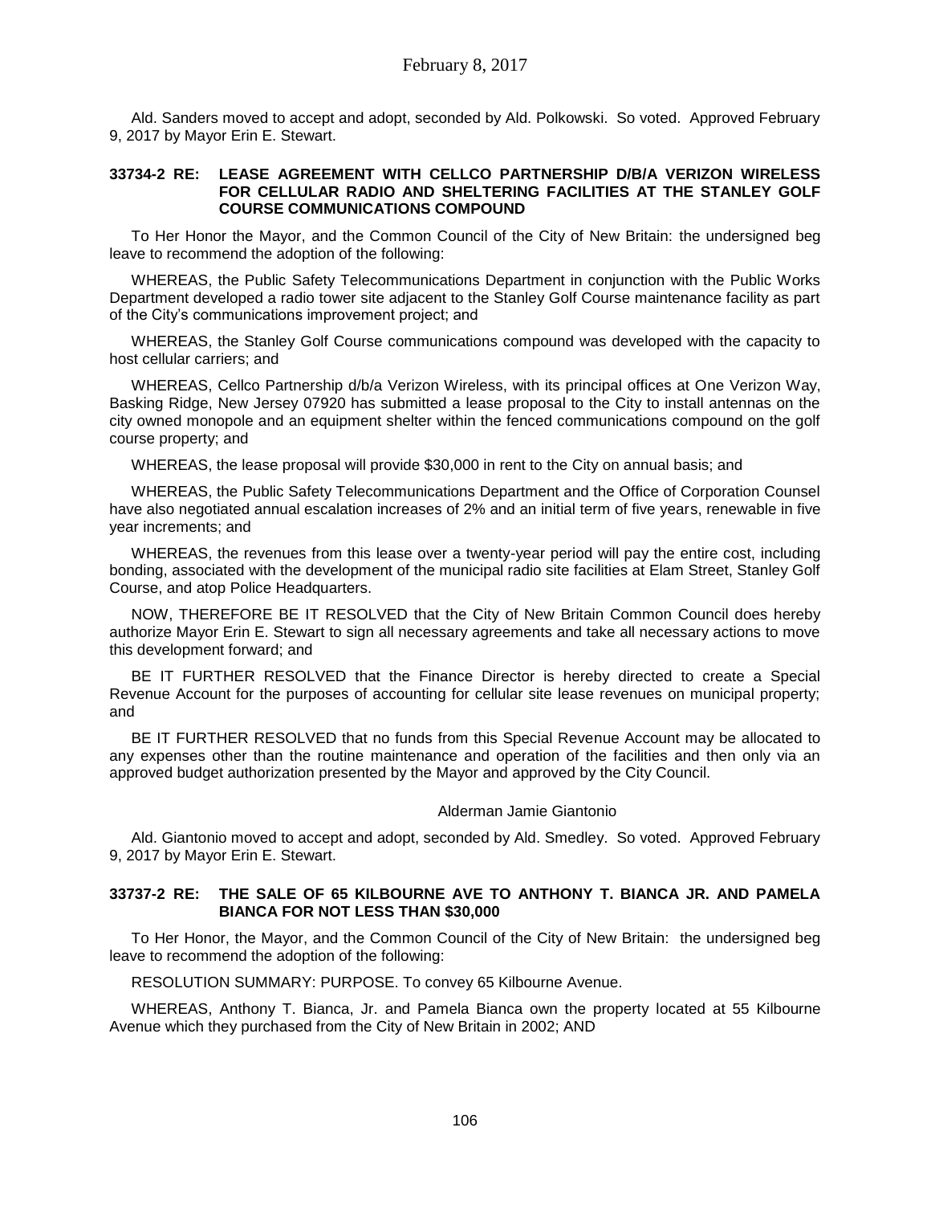Ald. Sanders moved to accept and adopt, seconded by Ald. Polkowski. So voted. Approved February 9, 2017 by Mayor Erin E. Stewart.

**33734-2 RE: LEASE AGREEMENT WITH CELLCO PARTNERSHIP D/B/A VERIZON WIRELESS FOR CELLULAR RADIO AND SHELTERING FACILITIES AT THE STANLEY GOLF COURSE COMMUNICATIONS COMPOUND**

To Her Honor the Mayor, and the Common Council of the City of New Britain: the undersigned beg leave to recommend the adoption of the following:

WHEREAS, the Public Safety Telecommunications Department in conjunction with the Public Works Department developed a radio tower site adjacent to the Stanley Golf Course maintenance facility as part of the City's communications improvement project; and

WHEREAS, the Stanley Golf Course communications compound was developed with the capacity to host cellular carriers; and

WHEREAS, Cellco Partnership d/b/a Verizon Wireless, with its principal offices at One Verizon Way, Basking Ridge, New Jersey 07920 has submitted a lease proposal to the City to install antennas on the city owned monopole and an equipment shelter within the fenced communications compound on the golf course property; and

WHEREAS, the lease proposal will provide $30,000 in rent to the City on annual basis; and

WHEREAS, the Public Safety Telecommunications Department and the Office of Corporation Counsel have also negotiated annual escalation increases of 2% and an initial term of five years, renewable in five year increments; and

WHEREAS, the revenues from this lease over a twenty-year period will pay the entire cost, including bonding, associated with the development of the municipal radio site facilities at Elam Street, Stanley Golf Course, and atop Police Headquarters.

NOW, THEREFORE BE IT RESOLVED that the City of New Britain Common Council does hereby authorize Mayor Erin E. Stewart to sign all necessary agreements and take all necessary actions to move this development forward; and

BE IT FURTHER RESOLVED that the Finance Director is hereby directed to create a Special Revenue Account for the purposes of accounting for cellular site lease revenues on municipal property; and

BE IT FURTHER RESOLVED that no funds from this Special Revenue Account may be allocated to any expenses other than the routine maintenance and operation of the facilities and then only via an approved budget authorization presented by the Mayor and approved by the City Council.

Alderman Jamie Giantonio

Ald. Giantonio moved to accept and adopt, seconded by Ald. Smedley. So voted. Approved February 9, 2017 by Mayor Erin E. Stewart.

**33737-2 RE: THE SALE OF 65 KILBOURNE AVE TO ANTHONY T. BIANCA JR. AND PAMELA BIANCA FOR NOT LESS THAN $30,000**

To Her Honor, the Mayor, and the Common Council of the City of New Britain: the undersigned beg leave to recommend the adoption of the following:

RESOLUTION SUMMARY: PURPOSE. To convey 65 Kilbourne Avenue.

WHEREAS, Anthony T. Bianca, Jr. and Pamela Bianca own the property located at 55 Kilbourne Avenue which they purchased from the City of New Britain in 2002; AND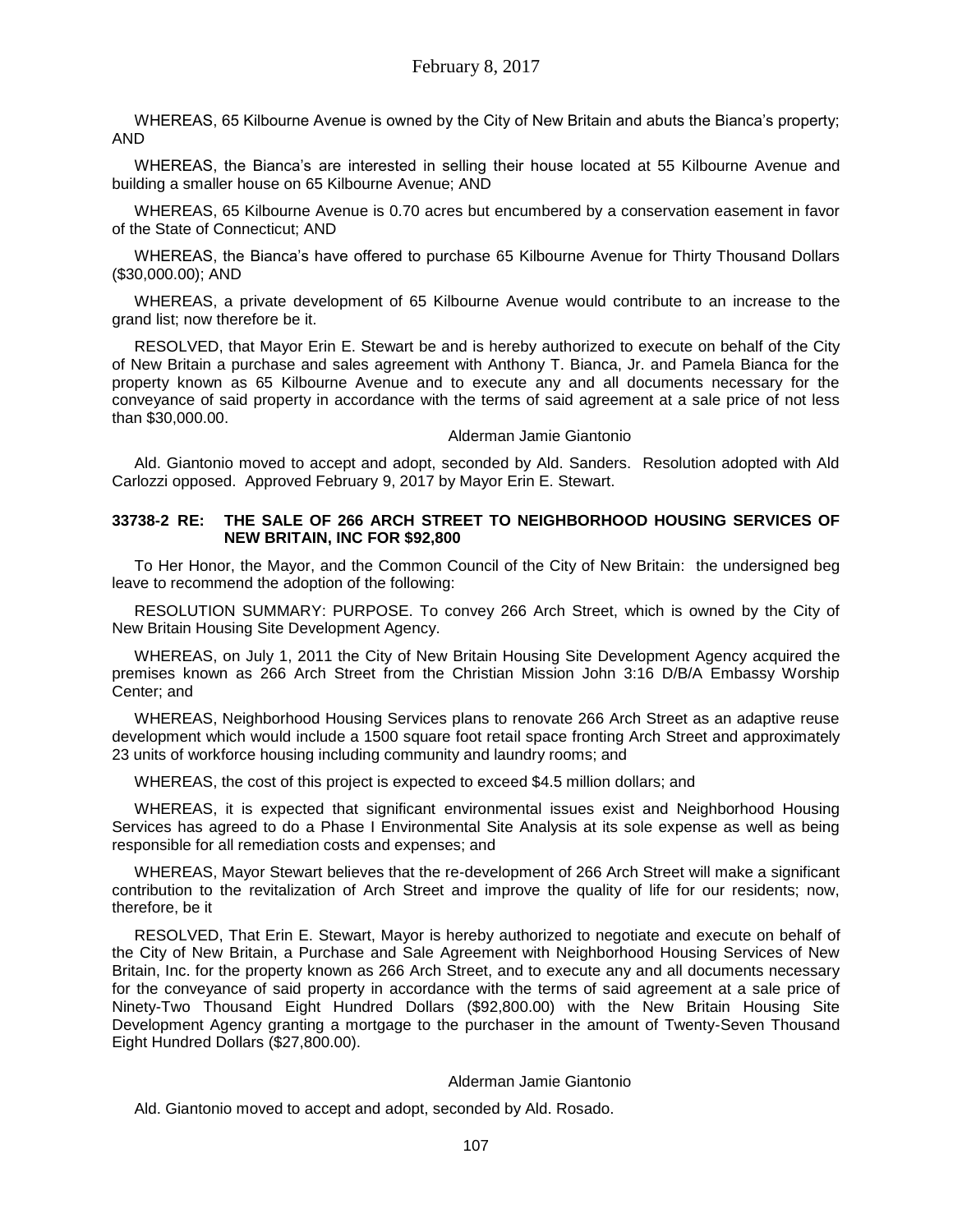WHEREAS, 65 Kilbourne Avenue is owned by the City of New Britain and abuts the Bianca's property; AND

WHEREAS, the Bianca's are interested in selling their house located at 55 Kilbourne Avenue and building a smaller house on 65 Kilbourne Avenue; AND

WHEREAS, 65 Kilbourne Avenue is 0.70 acres but encumbered by a conservation easement in favor of the State of Connecticut; AND

WHEREAS, the Bianca's have offered to purchase 65 Kilbourne Avenue for Thirty Thousand Dollars ($30,000.00); AND

WHEREAS, a private development of 65 Kilbourne Avenue would contribute to an increase to the grand list; now therefore be it.

RESOLVED, that Mayor Erin E. Stewart be and is hereby authorized to execute on behalf of the City of New Britain a purchase and sales agreement with Anthony T. Bianca, Jr. and Pamela Bianca for the property known as 65 Kilbourne Avenue and to execute any and all documents necessary for the conveyance of said property in accordance with the terms of said agreement at a sale price of not less than $30,000.00.

Alderman Jamie Giantonio

Ald. Giantonio moved to accept and adopt, seconded by Ald. Sanders. Resolution adopted with Ald Carlozzi opposed. Approved February 9, 2017 by Mayor Erin E. Stewart.

**33738-2 RE: THE SALE OF 266 ARCH STREET TO NEIGHBORHOOD HOUSING SERVICES OF NEW BRITAIN, INC FOR $92,800**

To Her Honor, the Mayor, and the Common Council of the City of New Britain: the undersigned beg leave to recommend the adoption of the following:

RESOLUTION SUMMARY: PURPOSE. To convey 266 Arch Street, which is owned by the City of New Britain Housing Site Development Agency.

WHEREAS, on July 1, 2011 the City of New Britain Housing Site Development Agency acquired the premises known as 266 Arch Street from the Christian Mission John 3:16 D/B/A Embassy Worship Center; and

WHEREAS, Neighborhood Housing Services plans to renovate 266 Arch Street as an adaptive reuse development which would include a 1500 square foot retail space fronting Arch Street and approximately 23 units of workforce housing including community and laundry rooms; and

WHEREAS, the cost of this project is expected to exceed $4.5 million dollars; and

WHEREAS, it is expected that significant environmental issues exist and Neighborhood Housing Services has agreed to do a Phase I Environmental Site Analysis at its sole expense as well as being responsible for all remediation costs and expenses; and

WHEREAS, Mayor Stewart believes that the re-development of 266 Arch Street will make a significant contribution to the revitalization of Arch Street and improve the quality of life for our residents; now, therefore, be it

RESOLVED, That Erin E. Stewart, Mayor is hereby authorized to negotiate and execute on behalf of the City of New Britain, a Purchase and Sale Agreement with Neighborhood Housing Services of New Britain, Inc. for the property known as 266 Arch Street, and to execute any and all documents necessary for the conveyance of said property in accordance with the terms of said agreement at a sale price of Ninety-Two Thousand Eight Hundred Dollars ($92,800.00) with the New Britain Housing Site Development Agency granting a mortgage to the purchaser in the amount of Twenty-Seven Thousand Eight Hundred Dollars ($27,800.00).

Alderman Jamie Giantonio

Ald. Giantonio moved to accept and adopt, seconded by Ald. Rosado.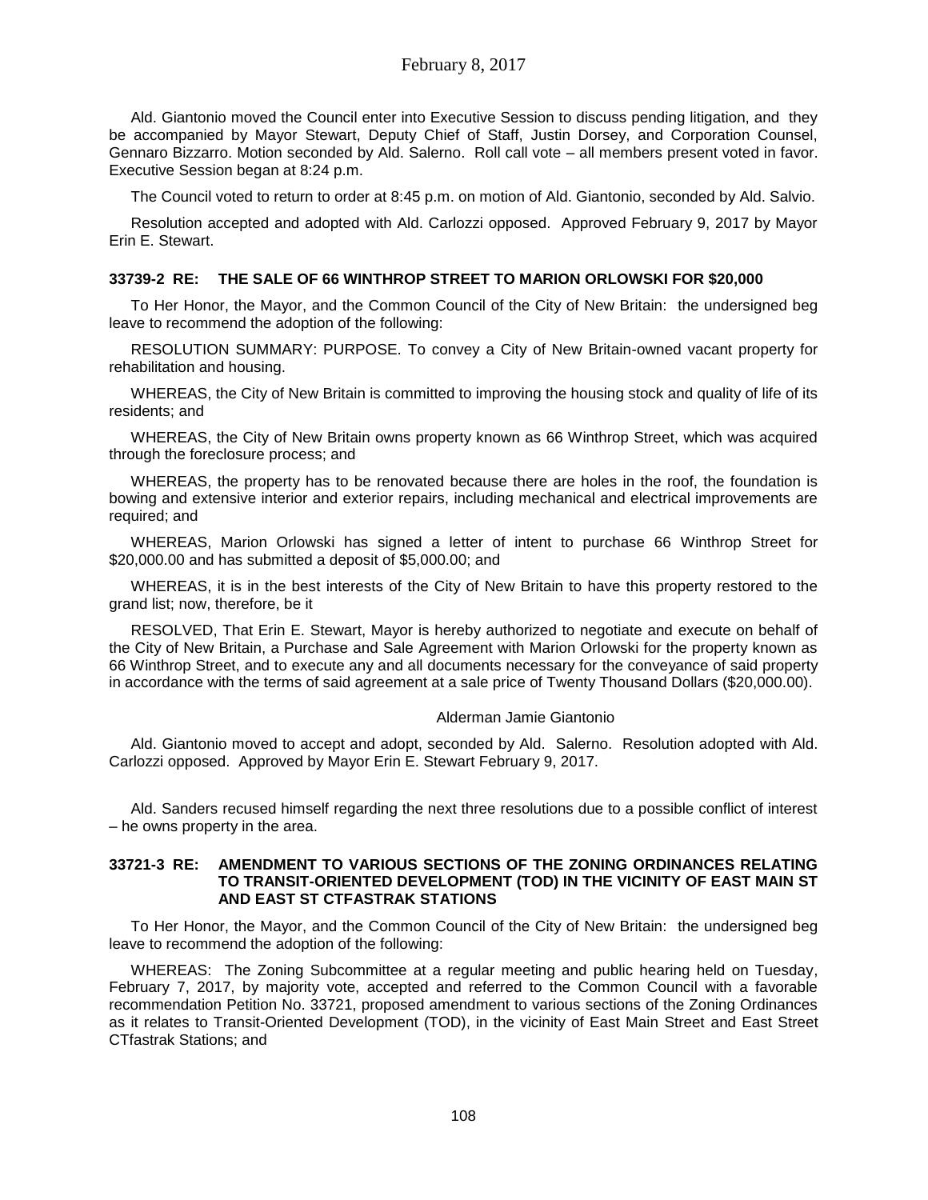Ald. Giantonio moved the Council enter into Executive Session to discuss pending litigation, and they be accompanied by Mayor Stewart, Deputy Chief of Staff, Justin Dorsey, and Corporation Counsel, Gennaro Bizzarro. Motion seconded by Ald. Salerno. Roll call vote – all members present voted in favor. Executive Session began at 8:24 p.m.

The Council voted to return to order at 8:45 p.m. on motion of Ald. Giantonio, seconded by Ald. Salvio.

Resolution accepted and adopted with Ald. Carlozzi opposed. Approved February 9, 2017 by Mayor Erin E. Stewart.

**33739-2 RE: THE SALE OF 66 WINTHROP STREET TO MARION ORLOWSKI FOR $20,000**

To Her Honor, the Mayor, and the Common Council of the City of New Britain: the undersigned beg leave to recommend the adoption of the following:

RESOLUTION SUMMARY: PURPOSE. To convey a City of New Britain-owned vacant property for rehabilitation and housing.

WHEREAS, the City of New Britain is committed to improving the housing stock and quality of life of its residents; and

WHEREAS, the City of New Britain owns property known as 66 Winthrop Street, which was acquired through the foreclosure process; and

WHEREAS, the property has to be renovated because there are holes in the roof, the foundation is bowing and extensive interior and exterior repairs, including mechanical and electrical improvements are required; and

WHEREAS, Marion Orlowski has signed a letter of intent to purchase 66 Winthrop Street for $20,000.00 and has submitted a deposit of $5,000.00; and

WHEREAS, it is in the best interests of the City of New Britain to have this property restored to the grand list; now, therefore, be it

RESOLVED, That Erin E. Stewart, Mayor is hereby authorized to negotiate and execute on behalf of the City of New Britain, a Purchase and Sale Agreement with Marion Orlowski for the property known as 66 Winthrop Street, and to execute any and all documents necessary for the conveyance of said property in accordance with the terms of said agreement at a sale price of Twenty Thousand Dollars ($20,000.00).

Alderman Jamie Giantonio

Ald. Giantonio moved to accept and adopt, seconded by Ald. Salerno. Resolution adopted with Ald. Carlozzi opposed. Approved by Mayor Erin E. Stewart February 9, 2017.

Ald. Sanders recused himself regarding the next three resolutions due to a possible conflict of interest – he owns property in the area.

**33721-3 RE: AMENDMENT TO VARIOUS SECTIONS OF THE ZONING ORDINANCES RELATING TO TRANSIT-ORIENTED DEVELOPMENT (TOD) IN THE VICINITY OF EAST MAIN ST AND EAST ST CTFASTRAK STATIONS**

To Her Honor, the Mayor, and the Common Council of the City of New Britain: the undersigned beg leave to recommend the adoption of the following:

WHEREAS: The Zoning Subcommittee at a regular meeting and public hearing held on Tuesday, February 7, 2017, by majority vote, accepted and referred to the Common Council with a favorable recommendation Petition No. 33721, proposed amendment to various sections of the Zoning Ordinances as it relates to Transit-Oriented Development (TOD), in the vicinity of East Main Street and East Street CTfastrak Stations; and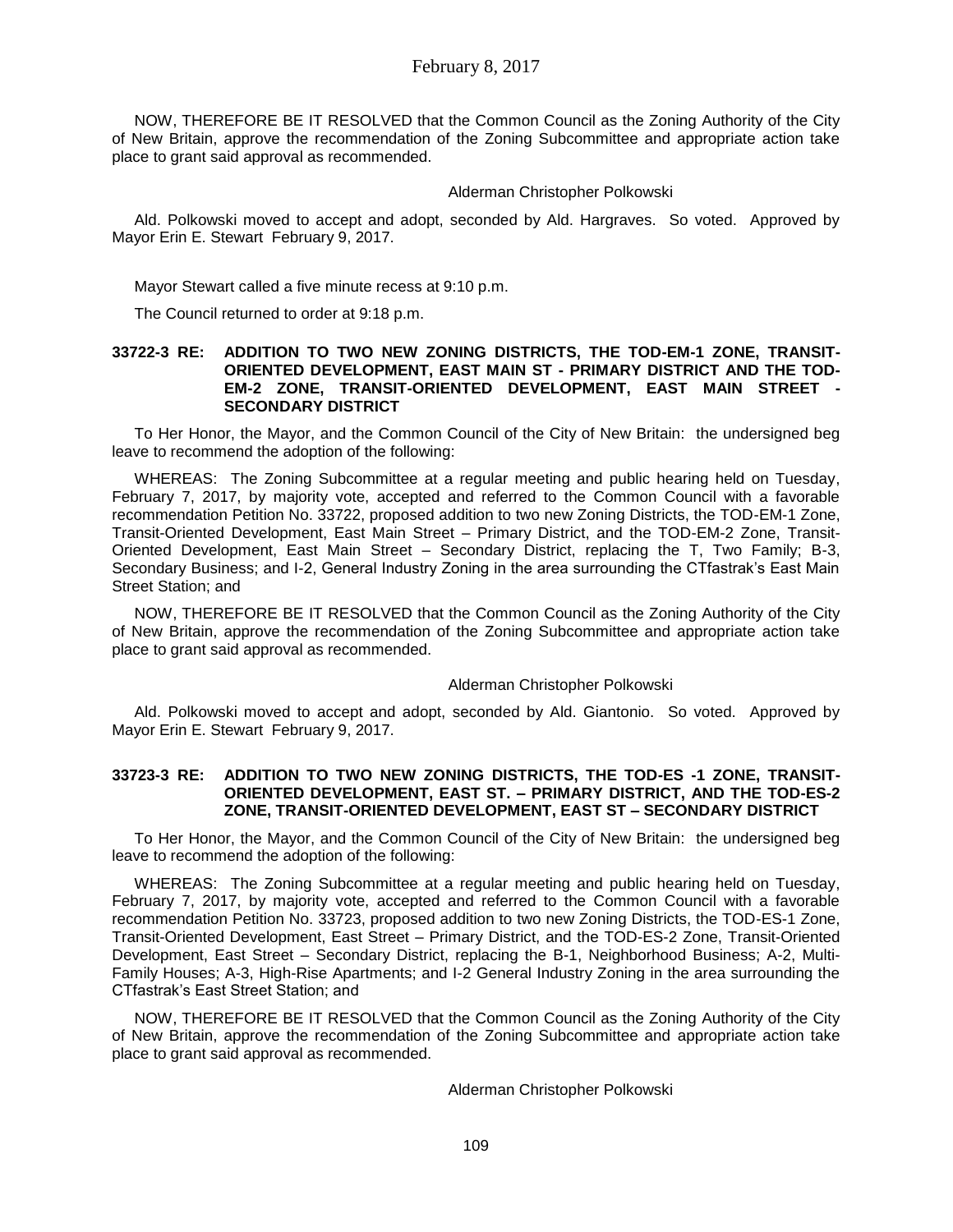NOW, THEREFORE BE IT RESOLVED that the Common Council as the Zoning Authority of the City of New Britain, approve the recommendation of the Zoning Subcommittee and appropriate action take place to grant said approval as recommended.

Alderman Christopher Polkowski

Ald. Polkowski moved to accept and adopt, seconded by Ald. Hargraves. So voted. Approved by Mayor Erin E. Stewart February 9, 2017.

Mayor Stewart called a five minute recess at 9:10 p.m.

The Council returned to order at 9:18 p.m.

**33722-3 RE: ADDITION TO TWO NEW ZONING DISTRICTS, THE TOD-EM-1 ZONE, TRANSIT-ORIENTED DEVELOPMENT, EAST MAIN ST - PRIMARY DISTRICT AND THE TOD-EM-2 ZONE, TRANSIT-ORIENTED DEVELOPMENT, EAST MAIN STREET - SECONDARY DISTRICT**

To Her Honor, the Mayor, and the Common Council of the City of New Britain: the undersigned beg leave to recommend the adoption of the following:

WHEREAS: The Zoning Subcommittee at a regular meeting and public hearing held on Tuesday, February 7, 2017, by majority vote, accepted and referred to the Common Council with a favorable recommendation Petition No. 33722, proposed addition to two new Zoning Districts, the TOD-EM-1 Zone, Transit-Oriented Development, East Main Street – Primary District, and the TOD-EM-2 Zone, Transit-Oriented Development, East Main Street – Secondary District, replacing the T, Two Family; B-3, Secondary Business; and I-2, General Industry Zoning in the area surrounding the CTfastrak's East Main Street Station; and

NOW, THEREFORE BE IT RESOLVED that the Common Council as the Zoning Authority of the City of New Britain, approve the recommendation of the Zoning Subcommittee and appropriate action take place to grant said approval as recommended.

Alderman Christopher Polkowski

Ald. Polkowski moved to accept and adopt, seconded by Ald. Giantonio. So voted. Approved by Mayor Erin E. Stewart February 9, 2017.

**33723-3 RE: ADDITION TO TWO NEW ZONING DISTRICTS, THE TOD-ES -1 ZONE, TRANSIT-ORIENTED DEVELOPMENT, EAST ST. – PRIMARY DISTRICT, AND THE TOD-ES-2 ZONE, TRANSIT-ORIENTED DEVELOPMENT, EAST ST – SECONDARY DISTRICT**

To Her Honor, the Mayor, and the Common Council of the City of New Britain: the undersigned beg leave to recommend the adoption of the following:

WHEREAS: The Zoning Subcommittee at a regular meeting and public hearing held on Tuesday, February 7, 2017, by majority vote, accepted and referred to the Common Council with a favorable recommendation Petition No. 33723, proposed addition to two new Zoning Districts, the TOD-ES-1 Zone, Transit-Oriented Development, East Street – Primary District, and the TOD-ES-2 Zone, Transit-Oriented Development, East Street – Secondary District, replacing the B-1, Neighborhood Business; A-2, Multi-Family Houses; A-3, High-Rise Apartments; and I-2 General Industry Zoning in the area surrounding the CTfastrak's East Street Station; and

NOW, THEREFORE BE IT RESOLVED that the Common Council as the Zoning Authority of the City of New Britain, approve the recommendation of the Zoning Subcommittee and appropriate action take place to grant said approval as recommended.

Alderman Christopher Polkowski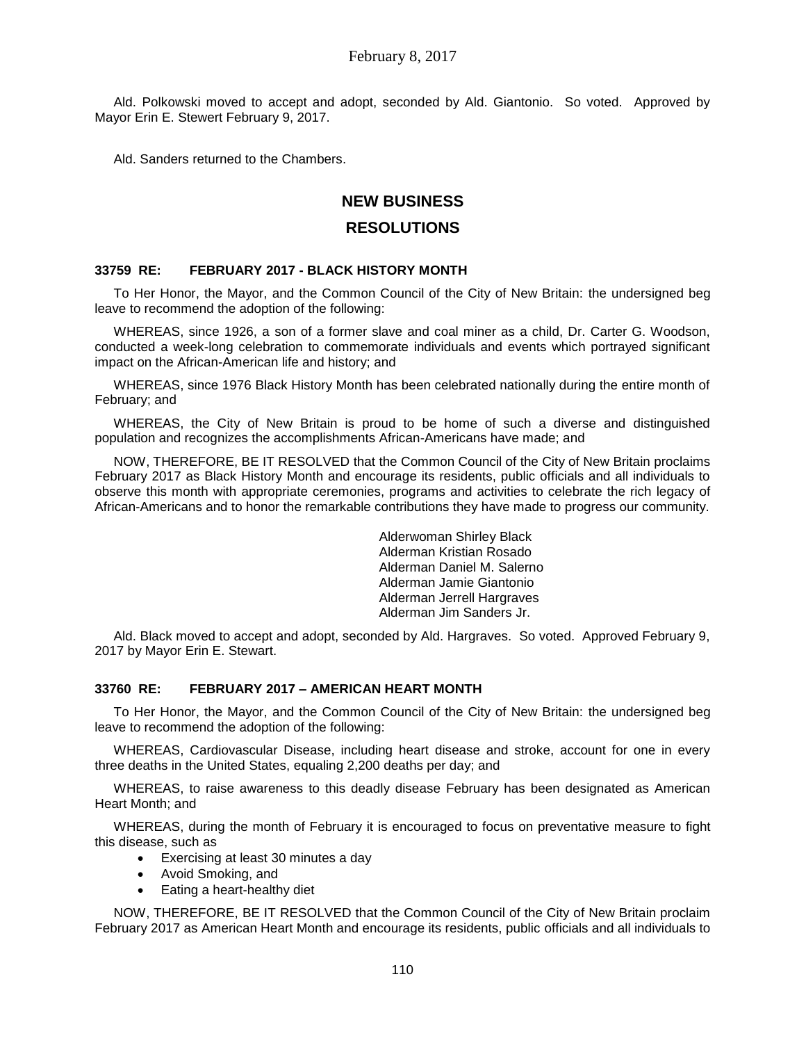Ald. Polkowski moved to accept and adopt, seconded by Ald. Giantonio. So voted. Approved by Mayor Erin E. Stewert February 9, 2017.

Ald. Sanders returned to the Chambers.

## NEW BUSINESS

## RESOLUTIONS

### 33759 RE: FEBRUARY 2017 - BLACK HISTORY MONTH

To Her Honor, the Mayor, and the Common Council of the City of New Britain: the undersigned beg leave to recommend the adoption of the following:

WHEREAS, since 1926, a son of a former slave and coal miner as a child, Dr. Carter G. Woodson, conducted a week-long celebration to commemorate individuals and events which portrayed significant impact on the African-American life and history; and

WHEREAS, since 1976 Black History Month has been celebrated nationally during the entire month of February; and

WHEREAS, the City of New Britain is proud to be home of such a diverse and distinguished population and recognizes the accomplishments African-Americans have made; and

NOW, THEREFORE, BE IT RESOLVED that the Common Council of the City of New Britain proclaims February 2017 as Black History Month and encourage its residents, public officials and all individuals to observe this month with appropriate ceremonies, programs and activities to celebrate the rich legacy of African-Americans and to honor the remarkable contributions they have made to progress our community.

Alderwoman Shirley Black
Alderman Kristian Rosado
Alderman Daniel M. Salerno
Alderman Jamie Giantonio
Alderman Jerrell Hargraves
Alderman Jim Sanders Jr.

Ald. Black moved to accept and adopt, seconded by Ald. Hargraves. So voted. Approved February 9, 2017 by Mayor Erin E. Stewart.

### 33760 RE: FEBRUARY 2017 – AMERICAN HEART MONTH

To Her Honor, the Mayor, and the Common Council of the City of New Britain: the undersigned beg leave to recommend the adoption of the following:

WHEREAS, Cardiovascular Disease, including heart disease and stroke, account for one in every three deaths in the United States, equaling 2,200 deaths per day; and

WHEREAS, to raise awareness to this deadly disease February has been designated as American Heart Month; and

WHEREAS, during the month of February it is encouraged to focus on preventative measure to fight this disease, such as

- Exercising at least 30 minutes a day
- Avoid Smoking, and
- Eating a heart-healthy diet

NOW, THEREFORE, BE IT RESOLVED that the Common Council of the City of New Britain proclaim February 2017 as American Heart Month and encourage its residents, public officials and all individuals to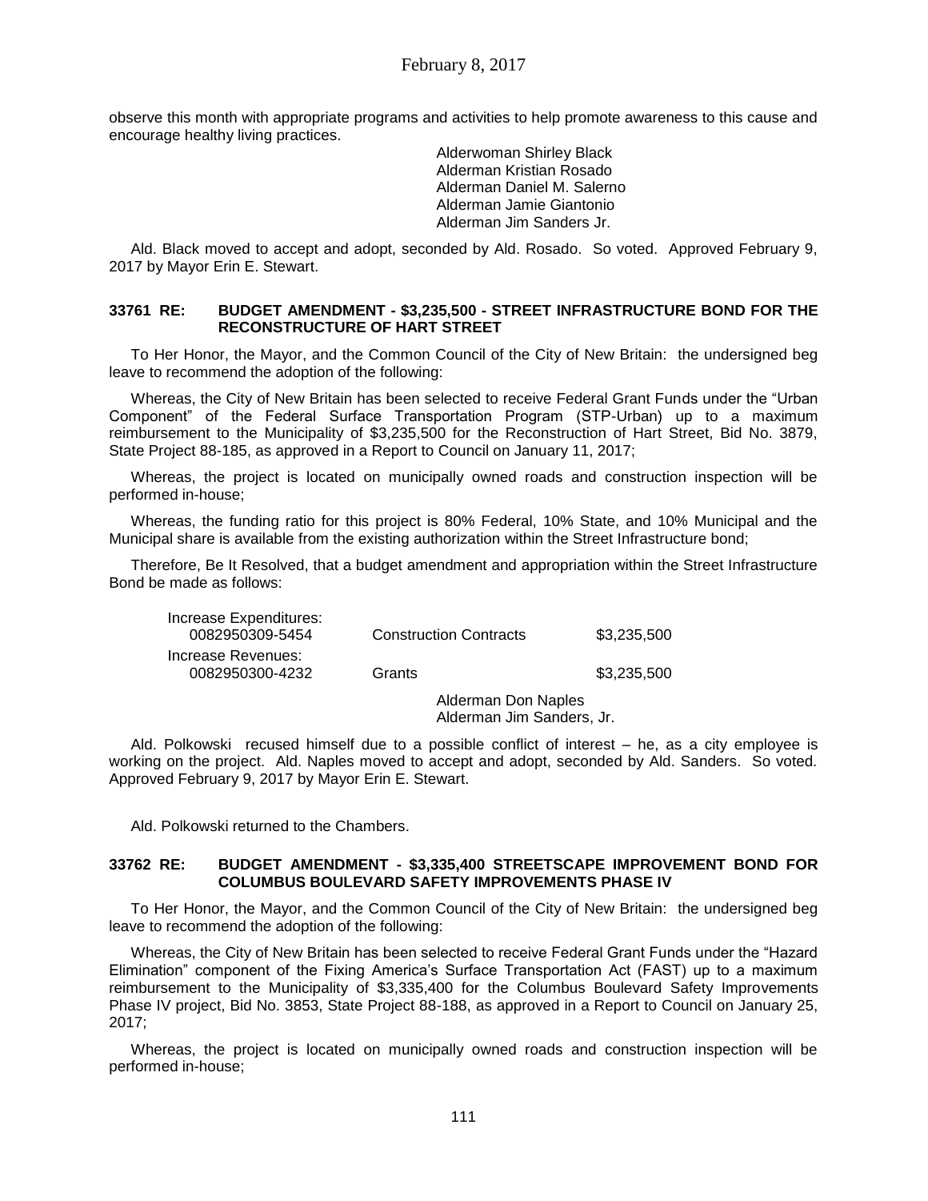observe this month with appropriate programs and activities to help promote awareness to this cause and encourage healthy living practices.

Alderwoman Shirley Black
Alderman Kristian Rosado
Alderman Daniel M. Salerno
Alderman Jamie Giantonio
Alderman Jim Sanders Jr.

Ald. Black moved to accept and adopt, seconded by Ald. Rosado. So voted. Approved February 9, 2017 by Mayor Erin E. Stewart.

**33761 RE: BUDGET AMENDMENT - $3,235,500 - STREET INFRASTRUCTURE BOND FOR THE RECONSTRUCTURE OF HART STREET**

To Her Honor, the Mayor, and the Common Council of the City of New Britain: the undersigned beg leave to recommend the adoption of the following:

Whereas, the City of New Britain has been selected to receive Federal Grant Funds under the "Urban Component" of the Federal Surface Transportation Program (STP-Urban) up to a maximum reimbursement to the Municipality of $3,235,500 for the Reconstruction of Hart Street, Bid No. 3879, State Project 88-185, as approved in a Report to Council on January 11, 2017;

Whereas, the project is located on municipally owned roads and construction inspection will be performed in-house;

Whereas, the funding ratio for this project is 80% Federal, 10% State, and 10% Municipal and the Municipal share is available from the existing authorization within the Street Infrastructure bond;

Therefore, Be It Resolved, that a budget amendment and appropriation within the Street Infrastructure Bond be made as follows:

| | | |
|---|---|---|
| Increase Expenditures: | | |
| 0082950309-5454 | Construction Contracts | $3,235,500 |
| Increase Revenues: | | |
| 0082950300-4232 | Grants | $3,235,500 |

Alderman Don Naples
Alderman Jim Sanders, Jr.

Ald. Polkowski recused himself due to a possible conflict of interest – he, as a city employee is working on the project. Ald. Naples moved to accept and adopt, seconded by Ald. Sanders. So voted. Approved February 9, 2017 by Mayor Erin E. Stewart.

Ald. Polkowski returned to the Chambers.

**33762 RE: BUDGET AMENDMENT - $3,335,400 STREETSCAPE IMPROVEMENT BOND FOR COLUMBUS BOULEVARD SAFETY IMPROVEMENTS PHASE IV**

To Her Honor, the Mayor, and the Common Council of the City of New Britain: the undersigned beg leave to recommend the adoption of the following:

Whereas, the City of New Britain has been selected to receive Federal Grant Funds under the "Hazard Elimination" component of the Fixing America's Surface Transportation Act (FAST) up to a maximum reimbursement to the Municipality of $3,335,400 for the Columbus Boulevard Safety Improvements Phase IV project, Bid No. 3853, State Project 88-188, as approved in a Report to Council on January 25, 2017;

Whereas, the project is located on municipally owned roads and construction inspection will be performed in-house;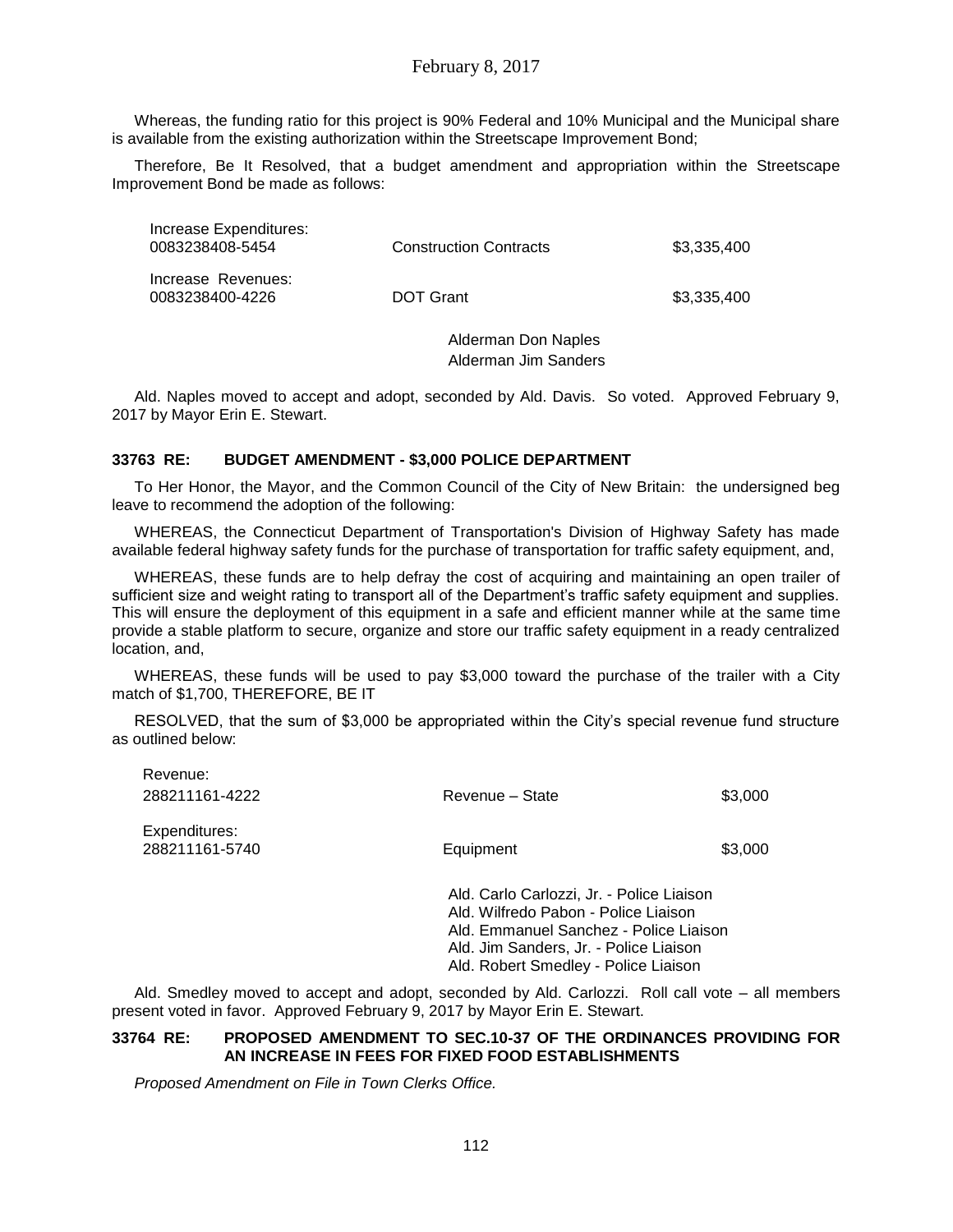Whereas, the funding ratio for this project is 90% Federal and 10% Municipal and the Municipal share is available from the existing authorization within the Streetscape Improvement Bond;

Therefore, Be It Resolved, that a budget amendment and appropriation within the Streetscape Improvement Bond be made as follows:

| | | |
|---|---|---|
| Increase Expenditures: | | |
| 0083238408-5454 | Construction Contracts | $3,335,400 |
| Increase Revenues: | | |
| 0083238400-4226 | DOT Grant | $3,335,400 |

Alderman Don Naples
Alderman Jim Sanders

Ald. Naples moved to accept and adopt, seconded by Ald. Davis. So voted. Approved February 9, 2017 by Mayor Erin E. Stewart.

**33763 RE: BUDGET AMENDMENT - $3,000 POLICE DEPARTMENT**

To Her Honor, the Mayor, and the Common Council of the City of New Britain: the undersigned beg leave to recommend the adoption of the following:

WHEREAS, the Connecticut Department of Transportation's Division of Highway Safety has made available federal highway safety funds for the purchase of transportation for traffic safety equipment, and,

WHEREAS, these funds are to help defray the cost of acquiring and maintaining an open trailer of sufficient size and weight rating to transport all of the Department's traffic safety equipment and supplies. This will ensure the deployment of this equipment in a safe and efficient manner while at the same time provide a stable platform to secure, organize and store our traffic safety equipment in a ready centralized location, and,

WHEREAS, these funds will be used to pay $3,000 toward the purchase of the trailer with a City match of $1,700, THEREFORE, BE IT

RESOLVED, that the sum of $3,000 be appropriated within the City's special revenue fund structure as outlined below:

| | | |
|---|---|---|
| Revenue: | | |
| 288211161-4222 | Revenue – State | $3,000 |
| Expenditures: | | |
| 288211161-5740 | Equipment | $3,000 |

Ald. Carlo Carlozzi, Jr. - Police Liaison
Ald. Wilfredo Pabon - Police Liaison
Ald. Emmanuel Sanchez - Police Liaison
Ald. Jim Sanders, Jr. - Police Liaison
Ald. Robert Smedley - Police Liaison

Ald. Smedley moved to accept and adopt, seconded by Ald. Carlozzi. Roll call vote – all members present voted in favor. Approved February 9, 2017 by Mayor Erin E. Stewart.

**33764 RE: PROPOSED AMENDMENT TO SEC.10-37 OF THE ORDINANCES PROVIDING FOR AN INCREASE IN FEES FOR FIXED FOOD ESTABLISHMENTS**

*Proposed Amendment on File in Town Clerks Office.*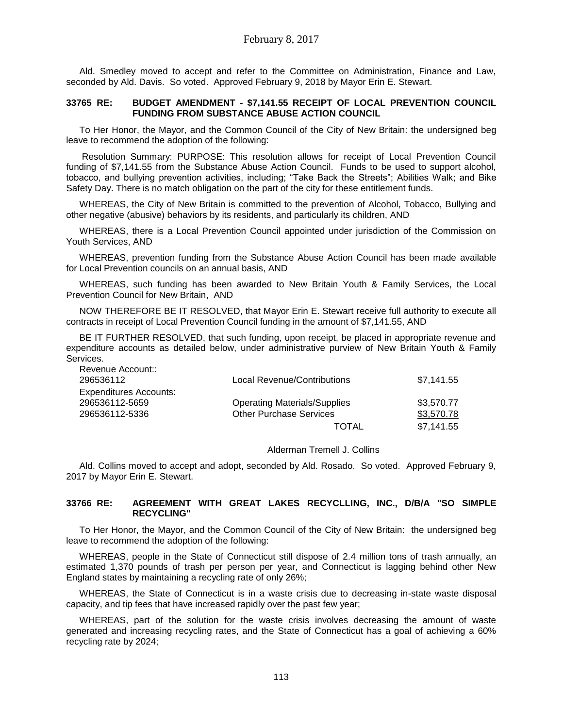Ald. Smedley moved to accept and refer to the Committee on Administration, Finance and Law, seconded by Ald. Davis. So voted. Approved February 9, 2018 by Mayor Erin E. Stewart.

**33765 RE: BUDGET AMENDMENT - $7,141.55 RECEIPT OF LOCAL PREVENTION COUNCIL FUNDING FROM SUBSTANCE ABUSE ACTION COUNCIL**

To Her Honor, the Mayor, and the Common Council of the City of New Britain: the undersigned beg leave to recommend the adoption of the following:

Resolution Summary: PURPOSE: This resolution allows for receipt of Local Prevention Council funding of $7,141.55 from the Substance Abuse Action Council. Funds to be used to support alcohol, tobacco, and bullying prevention activities, including; "Take Back the Streets"; Abilities Walk; and Bike Safety Day. There is no match obligation on the part of the city for these entitlement funds.

WHEREAS, the City of New Britain is committed to the prevention of Alcohol, Tobacco, Bullying and other negative (abusive) behaviors by its residents, and particularly its children, AND

WHEREAS, there is a Local Prevention Council appointed under jurisdiction of the Commission on Youth Services, AND

WHEREAS, prevention funding from the Substance Abuse Action Council has been made available for Local Prevention councils on an annual basis, AND

WHEREAS, such funding has been awarded to New Britain Youth & Family Services, the Local Prevention Council for New Britain, AND

NOW THEREFORE BE IT RESOLVED, that Mayor Erin E. Stewart receive full authority to execute all contracts in receipt of Local Prevention Council funding in the amount of $7,141.55, AND

BE IT FURTHER RESOLVED, that such funding, upon receipt, be placed in appropriate revenue and expenditure accounts as detailed below, under administrative purview of New Britain Youth & Family Services.

| Revenue Account:: | | |
|---|---|---|
| 296536112 | Local Revenue/Contributions | $7,141.55 |
| Expenditures Accounts: | | |
| 296536112-5659 | Operating Materials/Supplies | $3,570.77 |
| 296536112-5336 | Other Purchase Services | $3,570.78 |
| | TOTAL | $7,141.55 |

Alderman Tremell J. Collins

Ald. Collins moved to accept and adopt, seconded by Ald. Rosado. So voted. Approved February 9, 2017 by Mayor Erin E. Stewart.

**33766 RE: AGREEMENT WITH GREAT LAKES RECYCLLING, INC., D/B/A "SO SIMPLE RECYCLING"**

To Her Honor, the Mayor, and the Common Council of the City of New Britain: the undersigned beg leave to recommend the adoption of the following:

WHEREAS, people in the State of Connecticut still dispose of 2.4 million tons of trash annually, an estimated 1,370 pounds of trash per person per year, and Connecticut is lagging behind other New England states by maintaining a recycling rate of only 26%;

WHEREAS, the State of Connecticut is in a waste crisis due to decreasing in-state waste disposal capacity, and tip fees that have increased rapidly over the past few year;

WHEREAS, part of the solution for the waste crisis involves decreasing the amount of waste generated and increasing recycling rates, and the State of Connecticut has a goal of achieving a 60% recycling rate by 2024;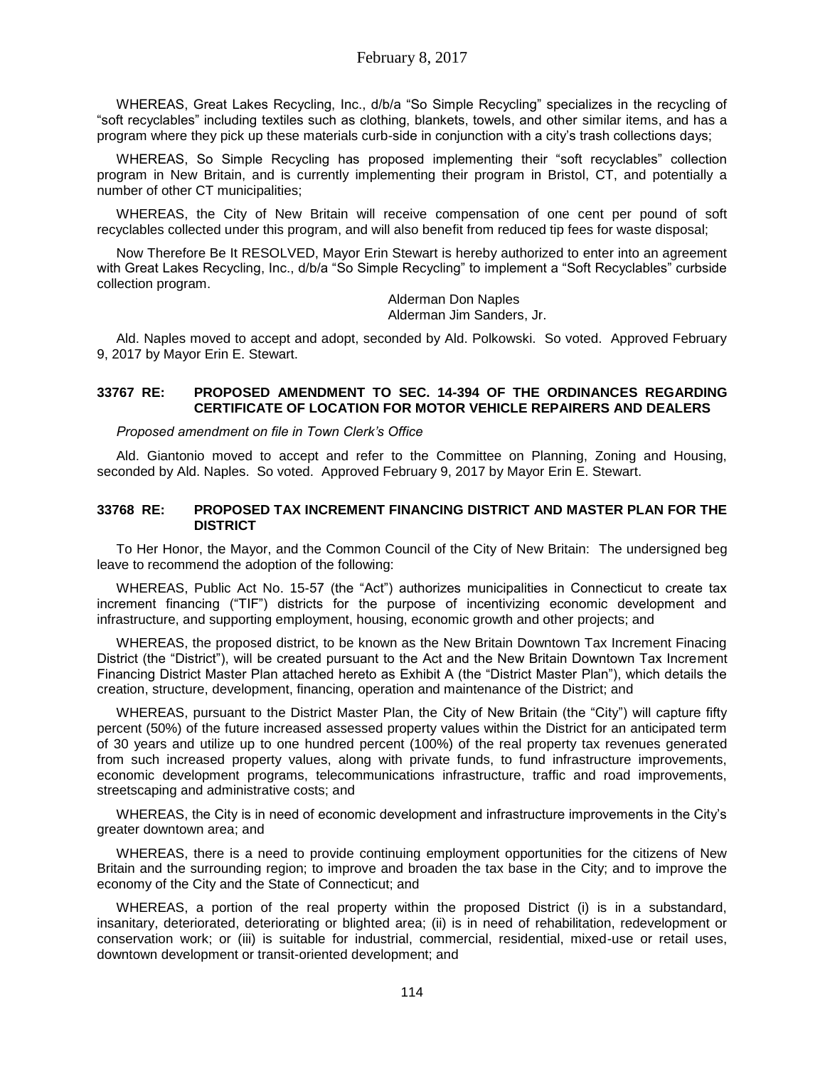WHEREAS, Great Lakes Recycling, Inc., d/b/a "So Simple Recycling" specializes in the recycling of "soft recyclables" including textiles such as clothing, blankets, towels, and other similar items, and has a program where they pick up these materials curb-side in conjunction with a city's trash collections days;

WHEREAS, So Simple Recycling has proposed implementing their "soft recyclables" collection program in New Britain, and is currently implementing their program in Bristol, CT, and potentially a number of other CT municipalities;

WHEREAS, the City of New Britain will receive compensation of one cent per pound of soft recyclables collected under this program, and will also benefit from reduced tip fees for waste disposal;

Now Therefore Be It RESOLVED, Mayor Erin Stewart is hereby authorized to enter into an agreement with Great Lakes Recycling, Inc., d/b/a "So Simple Recycling" to implement a "Soft Recyclables" curbside collection program.

Alderman Don Naples
Alderman Jim Sanders, Jr.

Ald. Naples moved to accept and adopt, seconded by Ald. Polkowski. So voted. Approved February 9, 2017 by Mayor Erin E. Stewart.

### 33767 RE: PROPOSED AMENDMENT TO SEC. 14-394 OF THE ORDINANCES REGARDING CERTIFICATE OF LOCATION FOR MOTOR VEHICLE REPAIRERS AND DEALERS

*Proposed amendment on file in Town Clerk's Office*

Ald. Giantonio moved to accept and refer to the Committee on Planning, Zoning and Housing, seconded by Ald. Naples. So voted. Approved February 9, 2017 by Mayor Erin E. Stewart.

### 33768 RE: PROPOSED TAX INCREMENT FINANCING DISTRICT AND MASTER PLAN FOR THE DISTRICT

To Her Honor, the Mayor, and the Common Council of the City of New Britain: The undersigned beg leave to recommend the adoption of the following:

WHEREAS, Public Act No. 15-57 (the "Act") authorizes municipalities in Connecticut to create tax increment financing ("TIF") districts for the purpose of incentivizing economic development and infrastructure, and supporting employment, housing, economic growth and other projects; and

WHEREAS, the proposed district, to be known as the New Britain Downtown Tax Increment Finacing District (the "District"), will be created pursuant to the Act and the New Britain Downtown Tax Increment Financing District Master Plan attached hereto as Exhibit A (the "District Master Plan"), which details the creation, structure, development, financing, operation and maintenance of the District; and

WHEREAS, pursuant to the District Master Plan, the City of New Britain (the "City") will capture fifty percent (50%) of the future increased assessed property values within the District for an anticipated term of 30 years and utilize up to one hundred percent (100%) of the real property tax revenues generated from such increased property values, along with private funds, to fund infrastructure improvements, economic development programs, telecommunications infrastructure, traffic and road improvements, streetscaping and administrative costs; and

WHEREAS, the City is in need of economic development and infrastructure improvements in the City's greater downtown area; and

WHEREAS, there is a need to provide continuing employment opportunities for the citizens of New Britain and the surrounding region; to improve and broaden the tax base in the City; and to improve the economy of the City and the State of Connecticut; and

WHEREAS, a portion of the real property within the proposed District (i) is in a substandard, insanitary, deteriorated, deteriorating or blighted area; (ii) is in need of rehabilitation, redevelopment or conservation work; or (iii) is suitable for industrial, commercial, residential, mixed-use or retail uses, downtown development or transit-oriented development; and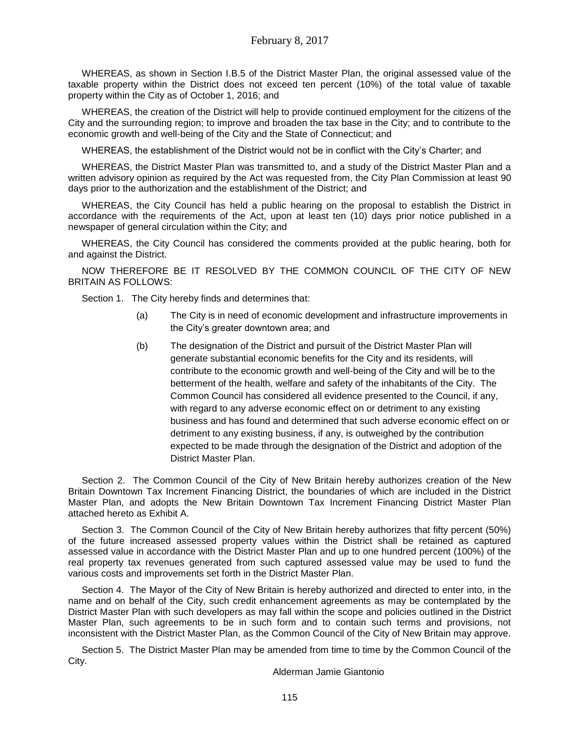WHEREAS, as shown in Section I.B.5 of the District Master Plan, the original assessed value of the taxable property within the District does not exceed ten percent (10%) of the total value of taxable property within the City as of October 1, 2016; and

WHEREAS, the creation of the District will help to provide continued employment for the citizens of the City and the surrounding region; to improve and broaden the tax base in the City; and to contribute to the economic growth and well-being of the City and the State of Connecticut; and

WHEREAS, the establishment of the District would not be in conflict with the City's Charter; and

WHEREAS, the District Master Plan was transmitted to, and a study of the District Master Plan and a written advisory opinion as required by the Act was requested from, the City Plan Commission at least 90 days prior to the authorization and the establishment of the District; and

WHEREAS, the City Council has held a public hearing on the proposal to establish the District in accordance with the requirements of the Act, upon at least ten (10) days prior notice published in a newspaper of general circulation within the City; and

WHEREAS, the City Council has considered the comments provided at the public hearing, both for and against the District.

NOW THEREFORE BE IT RESOLVED BY THE COMMON COUNCIL OF THE CITY OF NEW BRITAIN AS FOLLOWS:

Section 1. The City hereby finds and determines that:

(a) The City is in need of economic development and infrastructure improvements in the City's greater downtown area; and

(b) The designation of the District and pursuit of the District Master Plan will generate substantial economic benefits for the City and its residents, will contribute to the economic growth and well-being of the City and will be to the betterment of the health, welfare and safety of the inhabitants of the City. The Common Council has considered all evidence presented to the Council, if any, with regard to any adverse economic effect on or detriment to any existing business and has found and determined that such adverse economic effect on or detriment to any existing business, if any, is outweighed by the contribution expected to be made through the designation of the District and adoption of the District Master Plan.

Section 2. The Common Council of the City of New Britain hereby authorizes creation of the New Britain Downtown Tax Increment Financing District, the boundaries of which are included in the District Master Plan, and adopts the New Britain Downtown Tax Increment Financing District Master Plan attached hereto as Exhibit A.

Section 3. The Common Council of the City of New Britain hereby authorizes that fifty percent (50%) of the future increased assessed property values within the District shall be retained as captured assessed value in accordance with the District Master Plan and up to one hundred percent (100%) of the real property tax revenues generated from such captured assessed value may be used to fund the various costs and improvements set forth in the District Master Plan.

Section 4. The Mayor of the City of New Britain is hereby authorized and directed to enter into, in the name and on behalf of the City, such credit enhancement agreements as may be contemplated by the District Master Plan with such developers as may fall within the scope and policies outlined in the District Master Plan, such agreements to be in such form and to contain such terms and provisions, not inconsistent with the District Master Plan, as the Common Council of the City of New Britain may approve.

Section 5. The District Master Plan may be amended from time to time by the Common Council of the City.

Alderman Jamie Giantonio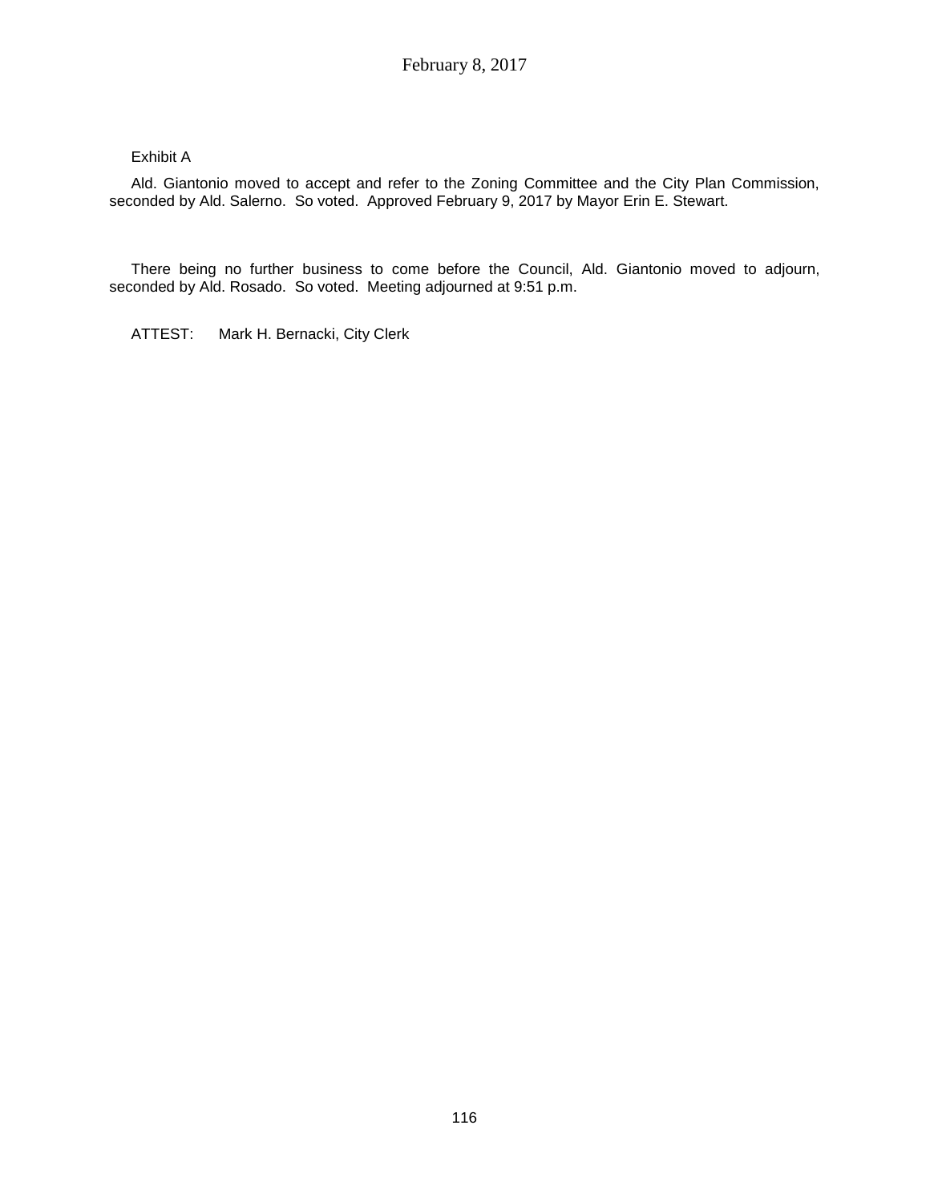Exhibit A

Ald. Giantonio moved to accept and refer to the Zoning Committee and the City Plan Commission, seconded by Ald. Salerno. So voted. Approved February 9, 2017 by Mayor Erin E. Stewart.

There being no further business to come before the Council, Ald. Giantonio moved to adjourn, seconded by Ald. Rosado. So voted. Meeting adjourned at 9:51 p.m.

ATTEST: Mark H. Bernacki, City Clerk